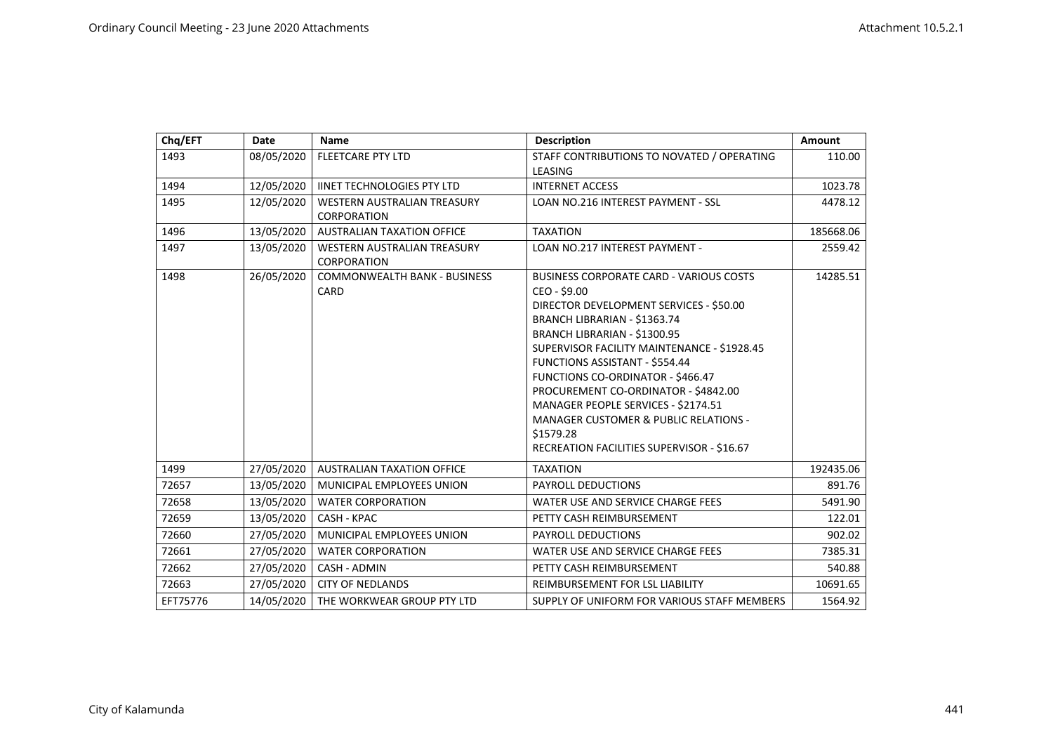| Chq/EFT | Date | Name | Description | Amount |
|---|---|---|---|---|
| 1493 | 08/05/2020 | FLEETCARE PTY LTD | STAFF CONTRIBUTIONS TO NOVATED / OPERATING LEASING | 110.00 |
| 1494 | 12/05/2020 | IINET TECHNOLOGIES PTY LTD | INTERNET ACCESS | 1023.78 |
| 1495 | 12/05/2020 | WESTERN AUSTRALIAN TREASURY CORPORATION | LOAN NO.216 INTEREST PAYMENT - SSL | 4478.12 |
| 1496 | 13/05/2020 | AUSTRALIAN TAXATION OFFICE | TAXATION | 185668.06 |
| 1497 | 13/05/2020 | WESTERN AUSTRALIAN TREASURY CORPORATION | LOAN NO.217 INTEREST PAYMENT - | 2559.42 |
| 1498 | 26/05/2020 | COMMONWEALTH BANK - BUSINESS CARD | BUSINESS CORPORATE CARD - VARIOUS COSTS<br>CEO - $9.00<br>DIRECTOR DEVELOPMENT SERVICES - $50.00<br>BRANCH LIBRARIAN - $1363.74<br>BRANCH LIBRARIAN - $1300.95<br>SUPERVISOR FACILITY MAINTENANCE - $1928.45<br>FUNCTIONS ASSISTANT - $554.44<br>FUNCTIONS CO-ORDINATOR - $466.47<br>PROCUREMENT CO-ORDINATOR - $4842.00<br>MANAGER PEOPLE SERVICES - $2174.51<br>MANAGER CUSTOMER & PUBLIC RELATIONS - $1579.28<br>RECREATION FACILITIES SUPERVISOR - $16.67 | 14285.51 |
| 1499 | 27/05/2020 | AUSTRALIAN TAXATION OFFICE | TAXATION | 192435.06 |
| 72657 | 13/05/2020 | MUNICIPAL EMPLOYEES UNION | PAYROLL DEDUCTIONS | 891.76 |
| 72658 | 13/05/2020 | WATER CORPORATION | WATER USE AND SERVICE CHARGE FEES | 5491.90 |
| 72659 | 13/05/2020 | CASH - KPAC | PETTY CASH REIMBURSEMENT | 122.01 |
| 72660 | 27/05/2020 | MUNICIPAL EMPLOYEES UNION | PAYROLL DEDUCTIONS | 902.02 |
| 72661 | 27/05/2020 | WATER CORPORATION | WATER USE AND SERVICE CHARGE FEES | 7385.31 |
| 72662 | 27/05/2020 | CASH - ADMIN | PETTY CASH REIMBURSEMENT | 540.88 |
| 72663 | 27/05/2020 | CITY OF NEDLANDS | REIMBURSEMENT FOR LSL LIABILITY | 10691.65 |
| EFT75776 | 14/05/2020 | THE WORKWEAR GROUP PTY LTD | SUPPLY OF UNIFORM FOR VARIOUS STAFF MEMBERS | 1564.92 |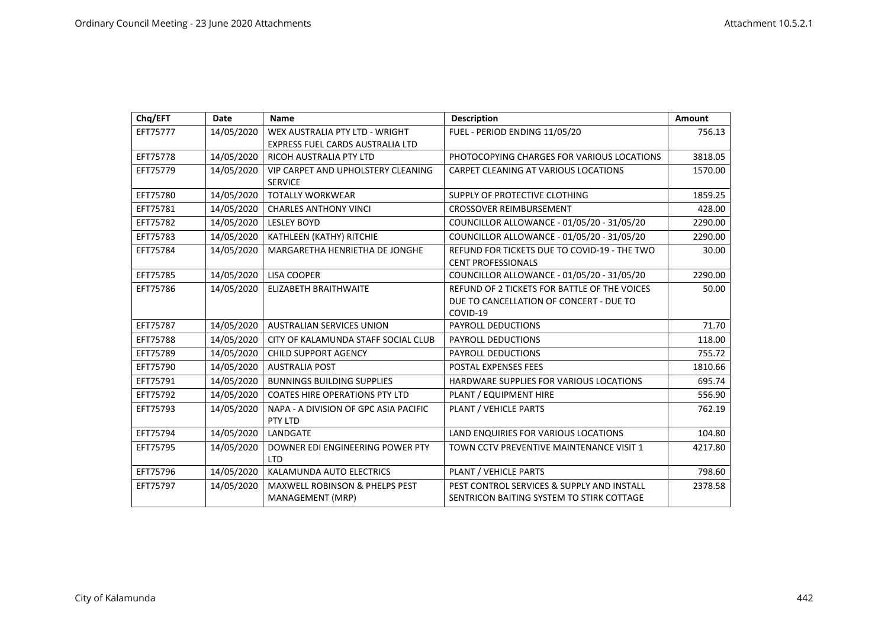| Chq/EFT | Date | Name | Description | Amount |
|---|---|---|---|---|
| EFT75777 | 14/05/2020 | WEX AUSTRALIA PTY LTD - WRIGHT EXPRESS FUEL CARDS AUSTRALIA LTD | FUEL - PERIOD ENDING 11/05/20 | 756.13 |
| EFT75778 | 14/05/2020 | RICOH AUSTRALIA PTY LTD | PHOTOCOPYING CHARGES FOR VARIOUS LOCATIONS | 3818.05 |
| EFT75779 | 14/05/2020 | VIP CARPET AND UPHOLSTERY CLEANING SERVICE | CARPET CLEANING AT VARIOUS LOCATIONS | 1570.00 |
| EFT75780 | 14/05/2020 | TOTALLY WORKWEAR | SUPPLY OF PROTECTIVE CLOTHING | 1859.25 |
| EFT75781 | 14/05/2020 | CHARLES ANTHONY VINCI | CROSSOVER REIMBURSEMENT | 428.00 |
| EFT75782 | 14/05/2020 | LESLEY BOYD | COUNCILLOR ALLOWANCE - 01/05/20 - 31/05/20 | 2290.00 |
| EFT75783 | 14/05/2020 | KATHLEEN (KATHY) RITCHIE | COUNCILLOR ALLOWANCE - 01/05/20 - 31/05/20 | 2290.00 |
| EFT75784 | 14/05/2020 | MARGARETHA HENRIETHA DE JONGHE | REFUND FOR TICKETS DUE TO COVID-19 - THE TWO CENT PROFESSIONALS | 30.00 |
| EFT75785 | 14/05/2020 | LISA COOPER | COUNCILLOR ALLOWANCE - 01/05/20 - 31/05/20 | 2290.00 |
| EFT75786 | 14/05/2020 | ELIZABETH BRAITHWAITE | REFUND OF 2 TICKETS FOR BATTLE OF THE VOICES DUE TO CANCELLATION OF CONCERT - DUE TO COVID-19 | 50.00 |
| EFT75787 | 14/05/2020 | AUSTRALIAN SERVICES UNION | PAYROLL DEDUCTIONS | 71.70 |
| EFT75788 | 14/05/2020 | CITY OF KALAMUNDA STAFF SOCIAL CLUB | PAYROLL DEDUCTIONS | 118.00 |
| EFT75789 | 14/05/2020 | CHILD SUPPORT AGENCY | PAYROLL DEDUCTIONS | 755.72 |
| EFT75790 | 14/05/2020 | AUSTRALIA POST | POSTAL EXPENSES FEES | 1810.66 |
| EFT75791 | 14/05/2020 | BUNNINGS BUILDING SUPPLIES | HARDWARE SUPPLIES FOR VARIOUS LOCATIONS | 695.74 |
| EFT75792 | 14/05/2020 | COATES HIRE OPERATIONS PTY LTD | PLANT / EQUIPMENT HIRE | 556.90 |
| EFT75793 | 14/05/2020 | NAPA - A DIVISION OF GPC ASIA PACIFIC PTY LTD | PLANT / VEHICLE PARTS | 762.19 |
| EFT75794 | 14/05/2020 | LANDGATE | LAND ENQUIRIES FOR VARIOUS LOCATIONS | 104.80 |
| EFT75795 | 14/05/2020 | DOWNER EDI ENGINEERING POWER PTY LTD | TOWN CCTV PREVENTIVE MAINTENANCE VISIT 1 | 4217.80 |
| EFT75796 | 14/05/2020 | KALAMUNDA AUTO ELECTRICS | PLANT / VEHICLE PARTS | 798.60 |
| EFT75797 | 14/05/2020 | MAXWELL ROBINSON & PHELPS PEST MANAGEMENT (MRP) | PEST CONTROL SERVICES & SUPPLY AND INSTALL SENTRICON BAITING SYSTEM TO STIRK COTTAGE | 2378.58 |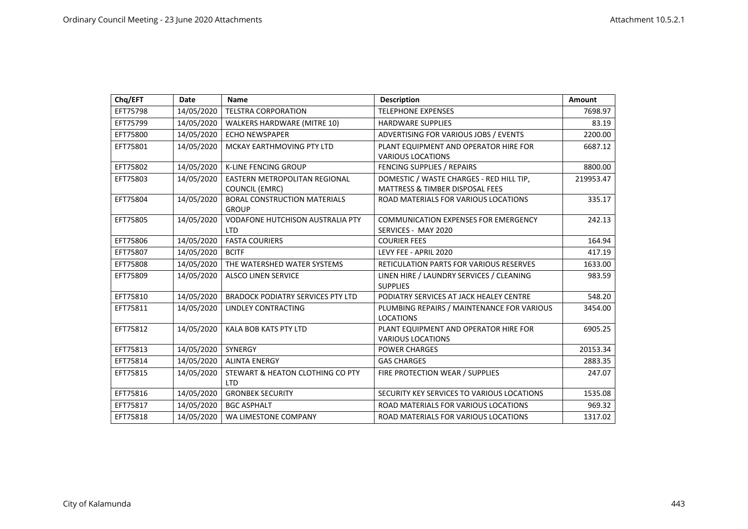| Chq/EFT | Date | Name | Description | Amount |
|---|---|---|---|---|
| EFT75798 | 14/05/2020 | TELSTRA CORPORATION | TELEPHONE EXPENSES | 7698.97 |
| EFT75799 | 14/05/2020 | WALKERS HARDWARE (MITRE 10) | HARDWARE SUPPLIES | 83.19 |
| EFT75800 | 14/05/2020 | ECHO NEWSPAPER | ADVERTISING FOR VARIOUS JOBS / EVENTS | 2200.00 |
| EFT75801 | 14/05/2020 | MCKAY EARTHMOVING PTY LTD | PLANT EQUIPMENT AND OPERATOR HIRE FOR VARIOUS LOCATIONS | 6687.12 |
| EFT75802 | 14/05/2020 | K-LINE FENCING GROUP | FENCING SUPPLIES / REPAIRS | 8800.00 |
| EFT75803 | 14/05/2020 | EASTERN METROPOLITAN REGIONAL COUNCIL (EMRC) | DOMESTIC / WASTE CHARGES - RED HILL TIP, MATTRESS & TIMBER DISPOSAL FEES | 219953.47 |
| EFT75804 | 14/05/2020 | BORAL CONSTRUCTION MATERIALS GROUP | ROAD MATERIALS FOR VARIOUS LOCATIONS | 335.17 |
| EFT75805 | 14/05/2020 | VODAFONE HUTCHISON AUSTRALIA PTY LTD | COMMUNICATION EXPENSES FOR EMERGENCY SERVICES - MAY 2020 | 242.13 |
| EFT75806 | 14/05/2020 | FASTA COURIERS | COURIER FEES | 164.94 |
| EFT75807 | 14/05/2020 | BCITF | LEVY FEE - APRIL 2020 | 417.19 |
| EFT75808 | 14/05/2020 | THE WATERSHED WATER SYSTEMS | RETICULATION PARTS FOR VARIOUS RESERVES | 1633.00 |
| EFT75809 | 14/05/2020 | ALSCO LINEN SERVICE | LINEN HIRE / LAUNDRY SERVICES / CLEANING SUPPLIES | 983.59 |
| EFT75810 | 14/05/2020 | BRADOCK PODIATRY SERVICES PTY LTD | PODIATRY SERVICES AT JACK HEALEY CENTRE | 548.20 |
| EFT75811 | 14/05/2020 | LINDLEY CONTRACTING | PLUMBING REPAIRS / MAINTENANCE FOR VARIOUS LOCATIONS | 3454.00 |
| EFT75812 | 14/05/2020 | KALA BOB KATS PTY LTD | PLANT EQUIPMENT AND OPERATOR HIRE FOR VARIOUS LOCATIONS | 6905.25 |
| EFT75813 | 14/05/2020 | SYNERGY | POWER CHARGES | 20153.34 |
| EFT75814 | 14/05/2020 | ALINTA ENERGY | GAS CHARGES | 2883.35 |
| EFT75815 | 14/05/2020 | STEWART & HEATON CLOTHING CO PTY LTD | FIRE PROTECTION WEAR / SUPPLIES | 247.07 |
| EFT75816 | 14/05/2020 | GRONBEK SECURITY | SECURITY KEY SERVICES TO VARIOUS LOCATIONS | 1535.08 |
| EFT75817 | 14/05/2020 | BGC ASPHALT | ROAD MATERIALS FOR VARIOUS LOCATIONS | 969.32 |
| EFT75818 | 14/05/2020 | WA LIMESTONE COMPANY | ROAD MATERIALS FOR VARIOUS LOCATIONS | 1317.02 |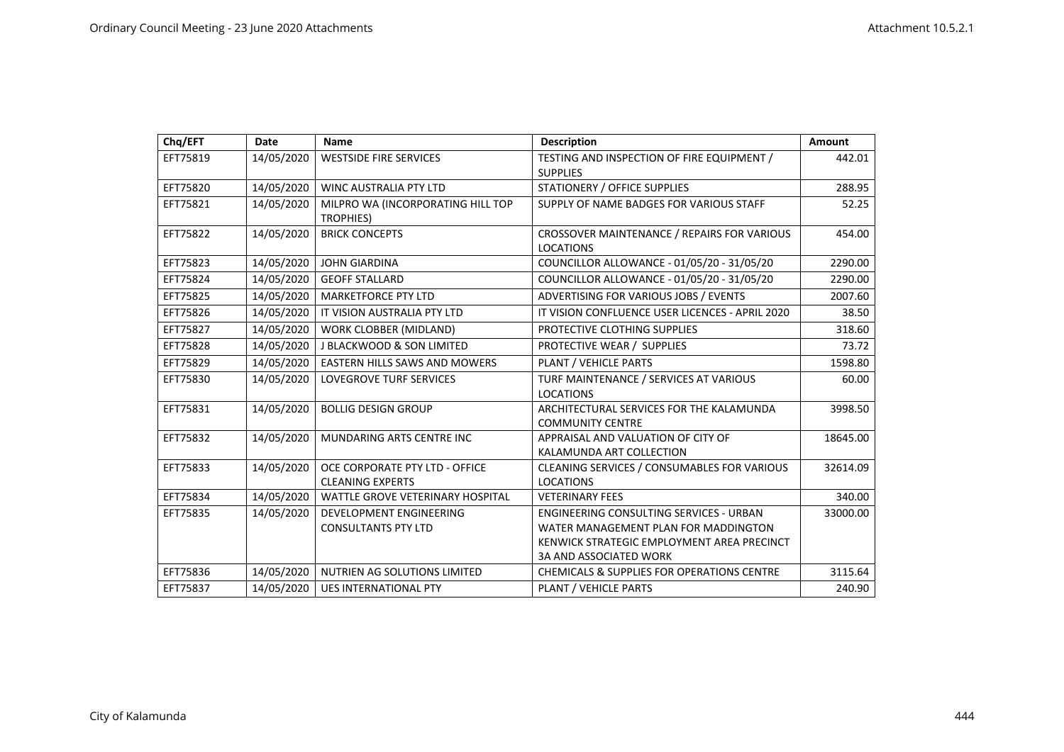| Chq/EFT | Date | Name | Description | Amount |
|---|---|---|---|---|
| EFT75819 | 14/05/2020 | WESTSIDE FIRE SERVICES | TESTING AND INSPECTION OF FIRE EQUIPMENT / SUPPLIES | 442.01 |
| EFT75820 | 14/05/2020 | WINC AUSTRALIA PTY LTD | STATIONERY / OFFICE SUPPLIES | 288.95 |
| EFT75821 | 14/05/2020 | MILPRO WA (INCORPORATING HILL TOP TROPHIES) | SUPPLY OF NAME BADGES FOR VARIOUS STAFF | 52.25 |
| EFT75822 | 14/05/2020 | BRICK CONCEPTS | CROSSOVER MAINTENANCE / REPAIRS FOR VARIOUS LOCATIONS | 454.00 |
| EFT75823 | 14/05/2020 | JOHN GIARDINA | COUNCILLOR ALLOWANCE - 01/05/20 - 31/05/20 | 2290.00 |
| EFT75824 | 14/05/2020 | GEOFF STALLARD | COUNCILLOR ALLOWANCE - 01/05/20 - 31/05/20 | 2290.00 |
| EFT75825 | 14/05/2020 | MARKETFORCE PTY LTD | ADVERTISING FOR VARIOUS JOBS / EVENTS | 2007.60 |
| EFT75826 | 14/05/2020 | IT VISION AUSTRALIA PTY LTD | IT VISION CONFLUENCE USER LICENCES - APRIL 2020 | 38.50 |
| EFT75827 | 14/05/2020 | WORK CLOBBER (MIDLAND) | PROTECTIVE CLOTHING SUPPLIES | 318.60 |
| EFT75828 | 14/05/2020 | J BLACKWOOD & SON LIMITED | PROTECTIVE WEAR / SUPPLIES | 73.72 |
| EFT75829 | 14/05/2020 | EASTERN HILLS SAWS AND MOWERS | PLANT / VEHICLE PARTS | 1598.80 |
| EFT75830 | 14/05/2020 | LOVEGROVE TURF SERVICES | TURF MAINTENANCE / SERVICES AT VARIOUS LOCATIONS | 60.00 |
| EFT75831 | 14/05/2020 | BOLLIG DESIGN GROUP | ARCHITECTURAL SERVICES FOR THE KALAMUNDA COMMUNITY CENTRE | 3998.50 |
| EFT75832 | 14/05/2020 | MUNDARING ARTS CENTRE INC | APPRAISAL AND VALUATION OF CITY OF KALAMUNDA ART COLLECTION | 18645.00 |
| EFT75833 | 14/05/2020 | OCE CORPORATE PTY LTD - OFFICE CLEANING EXPERTS | CLEANING SERVICES / CONSUMABLES FOR VARIOUS LOCATIONS | 32614.09 |
| EFT75834 | 14/05/2020 | WATTLE GROVE VETERINARY HOSPITAL | VETERINARY FEES | 340.00 |
| EFT75835 | 14/05/2020 | DEVELOPMENT ENGINEERING CONSULTANTS PTY LTD | ENGINEERING CONSULTING SERVICES - URBAN WATER MANAGEMENT PLAN FOR MADDINGTON KENWICK STRATEGIC EMPLOYMENT AREA PRECINCT 3A AND ASSOCIATED WORK | 33000.00 |
| EFT75836 | 14/05/2020 | NUTRIEN AG SOLUTIONS LIMITED | CHEMICALS & SUPPLIES FOR OPERATIONS CENTRE | 3115.64 |
| EFT75837 | 14/05/2020 | UES INTERNATIONAL PTY | PLANT / VEHICLE PARTS | 240.90 |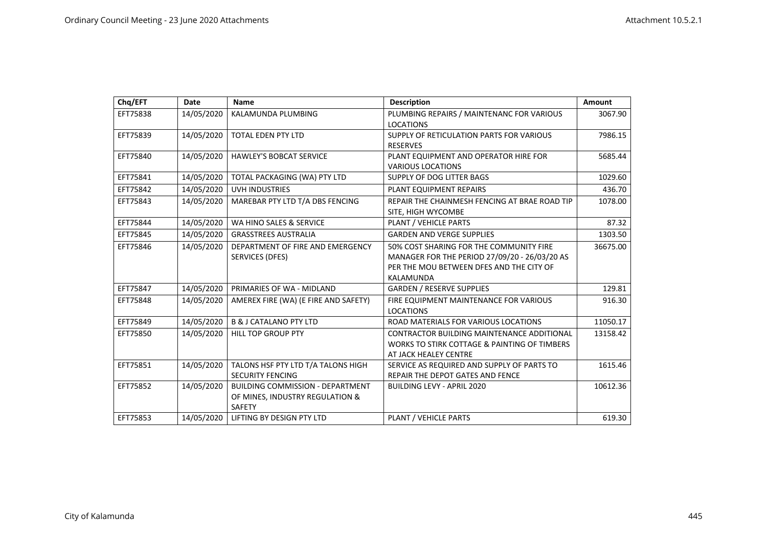| Chq/EFT | Date | Name | Description | Amount |
|---|---|---|---|---|
| EFT75838 | 14/05/2020 | KALAMUNDA PLUMBING | PLUMBING REPAIRS / MAINTENANC FOR VARIOUS LOCATIONS | 3067.90 |
| EFT75839 | 14/05/2020 | TOTAL EDEN PTY LTD | SUPPLY OF RETICULATION PARTS FOR VARIOUS RESERVES | 7986.15 |
| EFT75840 | 14/05/2020 | HAWLEY'S BOBCAT SERVICE | PLANT EQUIPMENT AND OPERATOR HIRE FOR VARIOUS LOCATIONS | 5685.44 |
| EFT75841 | 14/05/2020 | TOTAL PACKAGING (WA) PTY LTD | SUPPLY OF DOG LITTER BAGS | 1029.60 |
| EFT75842 | 14/05/2020 | UVH INDUSTRIES | PLANT EQUIPMENT REPAIRS | 436.70 |
| EFT75843 | 14/05/2020 | MAREBAR PTY LTD T/A DBS FENCING | REPAIR THE CHAINMESH FENCING AT BRAE ROAD TIP SITE, HIGH WYCOMBE | 1078.00 |
| EFT75844 | 14/05/2020 | WA HINO SALES & SERVICE | PLANT / VEHICLE PARTS | 87.32 |
| EFT75845 | 14/05/2020 | GRASSTREES AUSTRALIA | GARDEN AND VERGE SUPPLIES | 1303.50 |
| EFT75846 | 14/05/2020 | DEPARTMENT OF FIRE AND EMERGENCY SERVICES (DFES) | 50% COST SHARING FOR THE COMMUNITY FIRE MANAGER FOR THE PERIOD 27/09/20 - 26/03/20 AS PER THE MOU BETWEEN DFES AND THE CITY OF KALAMUNDA | 36675.00 |
| EFT75847 | 14/05/2020 | PRIMARIES OF WA - MIDLAND | GARDEN / RESERVE SUPPLIES | 129.81 |
| EFT75848 | 14/05/2020 | AMEREX FIRE (WA) (E FIRE AND SAFETY) | FIRE EQUIPMENT MAINTENANCE FOR VARIOUS LOCATIONS | 916.30 |
| EFT75849 | 14/05/2020 | B & J CATALANO PTY LTD | ROAD MATERIALS FOR VARIOUS LOCATIONS | 11050.17 |
| EFT75850 | 14/05/2020 | HILL TOP GROUP PTY | CONTRACTOR BUILDING MAINTENANCE ADDITIONAL WORKS TO STIRK COTTAGE & PAINTING OF TIMBERS AT JACK HEALEY CENTRE | 13158.42 |
| EFT75851 | 14/05/2020 | TALONS HSF PTY LTD T/A TALONS HIGH SECURITY FENCING | SERVICE AS REQUIRED AND SUPPLY OF PARTS TO REPAIR THE DEPOT GATES AND FENCE | 1615.46 |
| EFT75852 | 14/05/2020 | BUILDING COMMISSION - DEPARTMENT OF MINES, INDUSTRY REGULATION & SAFETY | BUILDING LEVY - APRIL 2020 | 10612.36 |
| EFT75853 | 14/05/2020 | LIFTING BY DESIGN PTY LTD | PLANT / VEHICLE PARTS | 619.30 |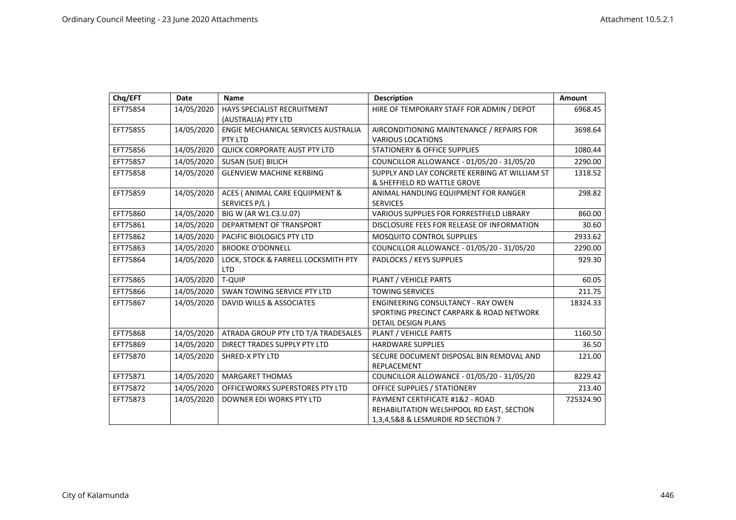| Chq/EFT | Date | Name | Description | Amount |
|---|---|---|---|---|
| EFT75854 | 14/05/2020 | HAYS SPECIALIST RECRUITMENT (AUSTRALIA) PTY LTD | HIRE OF TEMPORARY STAFF FOR ADMIN / DEPOT | 6968.45 |
| EFT75855 | 14/05/2020 | ENGIE MECHANICAL SERVICES AUSTRALIA PTY LTD | AIRCONDITIONING MAINTENANCE / REPAIRS FOR VARIOUS LOCATIONS | 3698.64 |
| EFT75856 | 14/05/2020 | QUICK CORPORATE AUST PTY LTD | STATIONERY & OFFICE SUPPLIES | 1080.44 |
| EFT75857 | 14/05/2020 | SUSAN (SUE) BILICH | COUNCILLOR ALLOWANCE - 01/05/20 - 31/05/20 | 2290.00 |
| EFT75858 | 14/05/2020 | GLENVIEW MACHINE KERBING | SUPPLY AND LAY CONCRETE KERBING AT WILLIAM ST & SHEFFIELD RD WATTLE GROVE | 1318.52 |
| EFT75859 | 14/05/2020 | ACES ( ANIMAL CARE EQUIPMENT & SERVICES P/L ) | ANIMAL HANDLING EQUIPMENT FOR RANGER SERVICES | 298.82 |
| EFT75860 | 14/05/2020 | BIG W (AR W1.C3.U.07) | VARIOUS SUPPLIES FOR FORRESTFIELD LIBRARY | 860.00 |
| EFT75861 | 14/05/2020 | DEPARTMENT OF TRANSPORT | DISCLOSURE FEES FOR RELEASE OF INFORMATION | 30.60 |
| EFT75862 | 14/05/2020 | PACIFIC BIOLOGICS PTY LTD | MOSQUITO CONTROL SUPPLIES | 2933.62 |
| EFT75863 | 14/05/2020 | BROOKE O'DONNELL | COUNCILLOR ALLOWANCE - 01/05/20 - 31/05/20 | 2290.00 |
| EFT75864 | 14/05/2020 | LOCK, STOCK & FARRELL LOCKSMITH PTY LTD | PADLOCKS / KEYS SUPPLIES | 929.30 |
| EFT75865 | 14/05/2020 | T-QUIP | PLANT / VEHICLE PARTS | 60.05 |
| EFT75866 | 14/05/2020 | SWAN TOWING SERVICE PTY LTD | TOWING SERVICES | 211.75 |
| EFT75867 | 14/05/2020 | DAVID WILLS & ASSOCIATES | ENGINEERING CONSULTANCY - RAY OWEN SPORTING PRECINCT CARPARK & ROAD NETWORK DETAIL DESIGN PLANS | 18324.33 |
| EFT75868 | 14/05/2020 | ATRADA GROUP PTY LTD T/A TRADESALES | PLANT / VEHICLE PARTS | 1160.50 |
| EFT75869 | 14/05/2020 | DIRECT TRADES SUPPLY PTY LTD | HARDWARE SUPPLIES | 36.50 |
| EFT75870 | 14/05/2020 | SHRED-X PTY LTD | SECURE DOCUMENT DISPOSAL BIN REMOVAL AND REPLACEMENT | 121.00 |
| EFT75871 | 14/05/2020 | MARGARET THOMAS | COUNCILLOR ALLOWANCE - 01/05/20 - 31/05/20 | 8229.42 |
| EFT75872 | 14/05/2020 | OFFICEWORKS SUPERSTORES PTY LTD | OFFICE SUPPLIES / STATIONERY | 213.40 |
| EFT75873 | 14/05/2020 | DOWNER EDI WORKS PTY LTD | PAYMENT CERTIFICATE #1&2 - ROAD REHABILITATION WELSHPOOL RD EAST, SECTION 1,3,4,5&8 & LESMURDIE RD SECTION 7 | 725324.90 |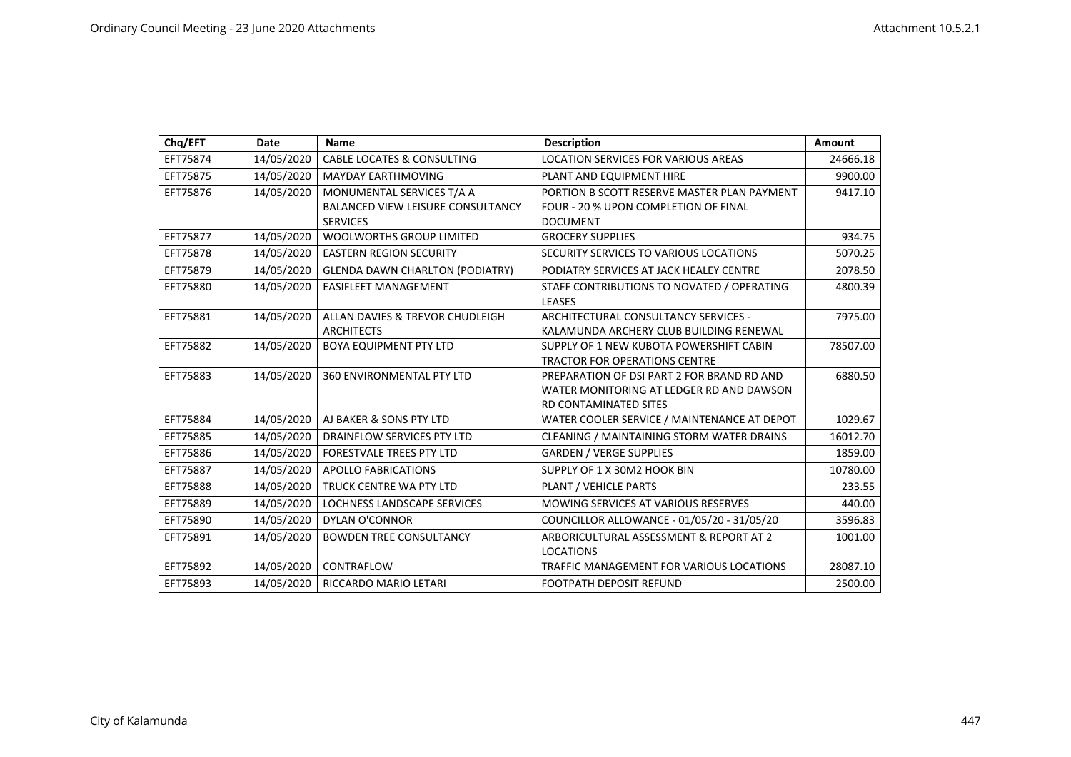| Chq/EFT | Date | Name | Description | Amount |
|---|---|---|---|---|
| EFT75874 | 14/05/2020 | CABLE LOCATES & CONSULTING | LOCATION SERVICES FOR VARIOUS AREAS | 24666.18 |
| EFT75875 | 14/05/2020 | MAYDAY EARTHMOVING | PLANT AND EQUIPMENT HIRE | 9900.00 |
| EFT75876 | 14/05/2020 | MONUMENTAL SERVICES T/A A BALANCED VIEW LEISURE CONSULTANCY SERVICES | PORTION B SCOTT RESERVE MASTER PLAN PAYMENT FOUR - 20 % UPON COMPLETION OF FINAL DOCUMENT | 9417.10 |
| EFT75877 | 14/05/2020 | WOOLWORTHS GROUP LIMITED | GROCERY SUPPLIES | 934.75 |
| EFT75878 | 14/05/2020 | EASTERN REGION SECURITY | SECURITY SERVICES TO VARIOUS LOCATIONS | 5070.25 |
| EFT75879 | 14/05/2020 | GLENDA DAWN CHARLTON (PODIATRY) | PODIATRY SERVICES AT JACK HEALEY CENTRE | 2078.50 |
| EFT75880 | 14/05/2020 | EASIFLEET MANAGEMENT | STAFF CONTRIBUTIONS TO NOVATED / OPERATING LEASES | 4800.39 |
| EFT75881 | 14/05/2020 | ALLAN DAVIES & TREVOR CHUDLEIGH ARCHITECTS | ARCHITECTURAL CONSULTANCY SERVICES - KALAMUNDA ARCHERY CLUB BUILDING RENEWAL | 7975.00 |
| EFT75882 | 14/05/2020 | BOYA EQUIPMENT PTY LTD | SUPPLY OF 1 NEW KUBOTA POWERSHIFT CABIN TRACTOR FOR OPERATIONS CENTRE | 78507.00 |
| EFT75883 | 14/05/2020 | 360 ENVIRONMENTAL PTY LTD | PREPARATION OF DSI PART 2 FOR BRAND RD AND WATER MONITORING AT LEDGER RD AND DAWSON RD CONTAMINATED SITES | 6880.50 |
| EFT75884 | 14/05/2020 | AJ BAKER & SONS PTY LTD | WATER COOLER SERVICE / MAINTENANCE AT DEPOT | 1029.67 |
| EFT75885 | 14/05/2020 | DRAINFLOW SERVICES PTY LTD | CLEANING / MAINTAINING STORM WATER DRAINS | 16012.70 |
| EFT75886 | 14/05/2020 | FORESTVALE TREES PTY LTD | GARDEN / VERGE SUPPLIES | 1859.00 |
| EFT75887 | 14/05/2020 | APOLLO FABRICATIONS | SUPPLY OF 1 X 30M2 HOOK BIN | 10780.00 |
| EFT75888 | 14/05/2020 | TRUCK CENTRE WA PTY LTD | PLANT / VEHICLE PARTS | 233.55 |
| EFT75889 | 14/05/2020 | LOCHNESS LANDSCAPE SERVICES | MOWING SERVICES AT VARIOUS RESERVES | 440.00 |
| EFT75890 | 14/05/2020 | DYLAN O'CONNOR | COUNCILLOR ALLOWANCE - 01/05/20 - 31/05/20 | 3596.83 |
| EFT75891 | 14/05/2020 | BOWDEN TREE CONSULTANCY | ARBORICULTURAL ASSESSMENT & REPORT AT 2 LOCATIONS | 1001.00 |
| EFT75892 | 14/05/2020 | CONTRAFLOW | TRAFFIC MANAGEMENT FOR VARIOUS LOCATIONS | 28087.10 |
| EFT75893 | 14/05/2020 | RICCARDO MARIO LETARI | FOOTPATH DEPOSIT REFUND | 2500.00 |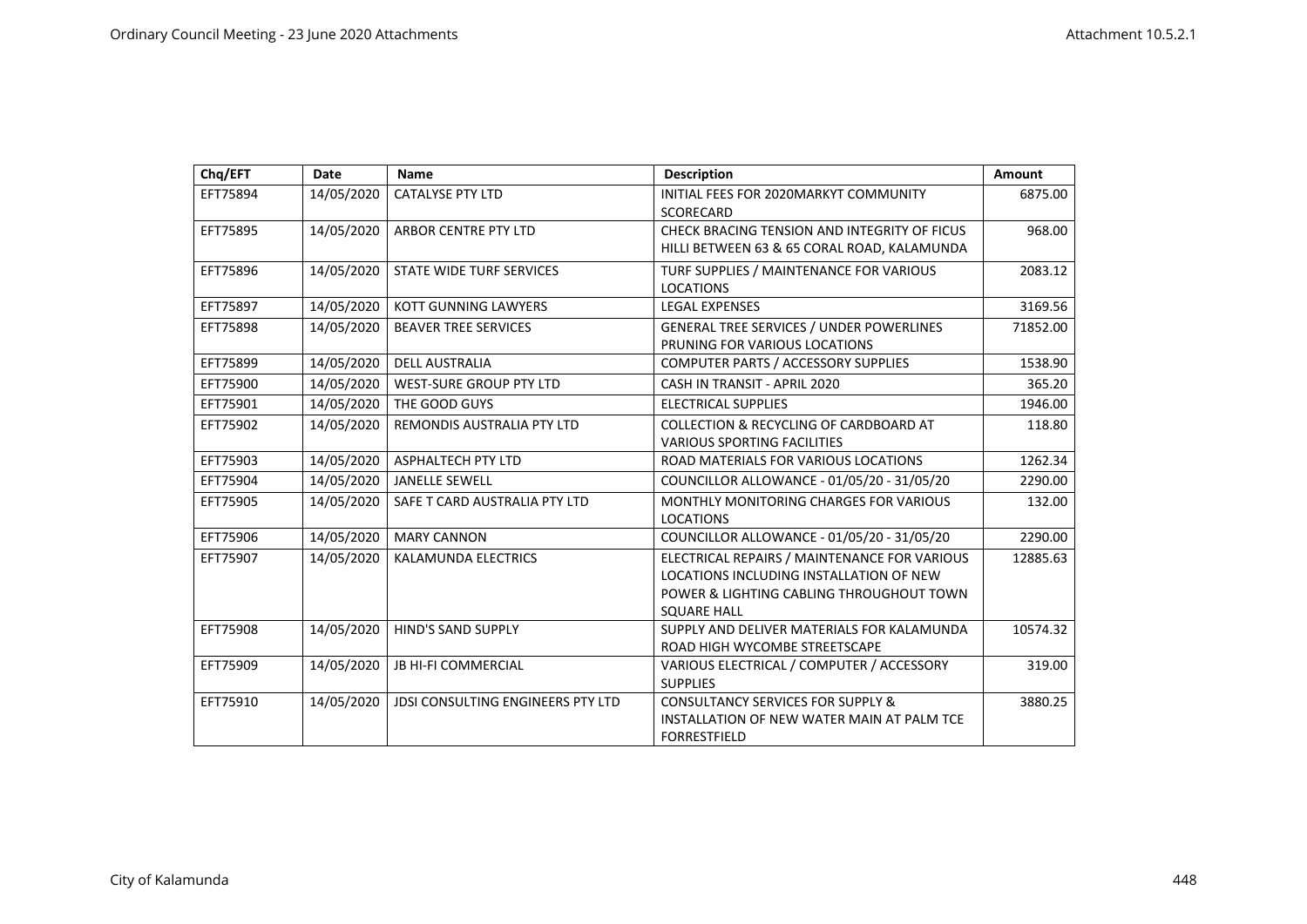| Chq/EFT | Date | Name | Description | Amount |
|---|---|---|---|---|
| EFT75894 | 14/05/2020 | CATALYSE PTY LTD | INITIAL FEES FOR 2020MARKYT COMMUNITY SCORECARD | 6875.00 |
| EFT75895 | 14/05/2020 | ARBOR CENTRE PTY LTD | CHECK BRACING TENSION AND INTEGRITY OF FICUS HILLI BETWEEN 63 & 65 CORAL ROAD, KALAMUNDA | 968.00 |
| EFT75896 | 14/05/2020 | STATE WIDE TURF SERVICES | TURF SUPPLIES / MAINTENANCE FOR VARIOUS LOCATIONS | 2083.12 |
| EFT75897 | 14/05/2020 | KOTT GUNNING LAWYERS | LEGAL EXPENSES | 3169.56 |
| EFT75898 | 14/05/2020 | BEAVER TREE SERVICES | GENERAL TREE SERVICES / UNDER POWERLINES PRUNING FOR VARIOUS LOCATIONS | 71852.00 |
| EFT75899 | 14/05/2020 | DELL AUSTRALIA | COMPUTER PARTS / ACCESSORY SUPPLIES | 1538.90 |
| EFT75900 | 14/05/2020 | WEST-SURE GROUP PTY LTD | CASH IN TRANSIT - APRIL 2020 | 365.20 |
| EFT75901 | 14/05/2020 | THE GOOD GUYS | ELECTRICAL SUPPLIES | 1946.00 |
| EFT75902 | 14/05/2020 | REMONDIS AUSTRALIA PTY LTD | COLLECTION & RECYCLING OF CARDBOARD AT VARIOUS SPORTING FACILITIES | 118.80 |
| EFT75903 | 14/05/2020 | ASPHALTECH PTY LTD | ROAD MATERIALS FOR VARIOUS LOCATIONS | 1262.34 |
| EFT75904 | 14/05/2020 | JANELLE SEWELL | COUNCILLOR ALLOWANCE - 01/05/20 - 31/05/20 | 2290.00 |
| EFT75905 | 14/05/2020 | SAFE T CARD AUSTRALIA PTY LTD | MONTHLY MONITORING CHARGES FOR VARIOUS LOCATIONS | 132.00 |
| EFT75906 | 14/05/2020 | MARY CANNON | COUNCILLOR ALLOWANCE - 01/05/20 - 31/05/20 | 2290.00 |
| EFT75907 | 14/05/2020 | KALAMUNDA ELECTRICS | ELECTRICAL REPAIRS / MAINTENANCE FOR VARIOUS LOCATIONS INCLUDING INSTALLATION OF NEW POWER & LIGHTING CABLING THROUGHOUT TOWN SQUARE HALL | 12885.63 |
| EFT75908 | 14/05/2020 | HIND'S SAND SUPPLY | SUPPLY AND DELIVER MATERIALS FOR KALAMUNDA ROAD HIGH WYCOMBE STREETSCAPE | 10574.32 |
| EFT75909 | 14/05/2020 | JB HI-FI COMMERCIAL | VARIOUS ELECTRICAL / COMPUTER / ACCESSORY SUPPLIES | 319.00 |
| EFT75910 | 14/05/2020 | JDSI CONSULTING ENGINEERS PTY LTD | CONSULTANCY SERVICES FOR SUPPLY & INSTALLATION OF NEW WATER MAIN AT PALM TCE FORRESTFIELD | 3880.25 |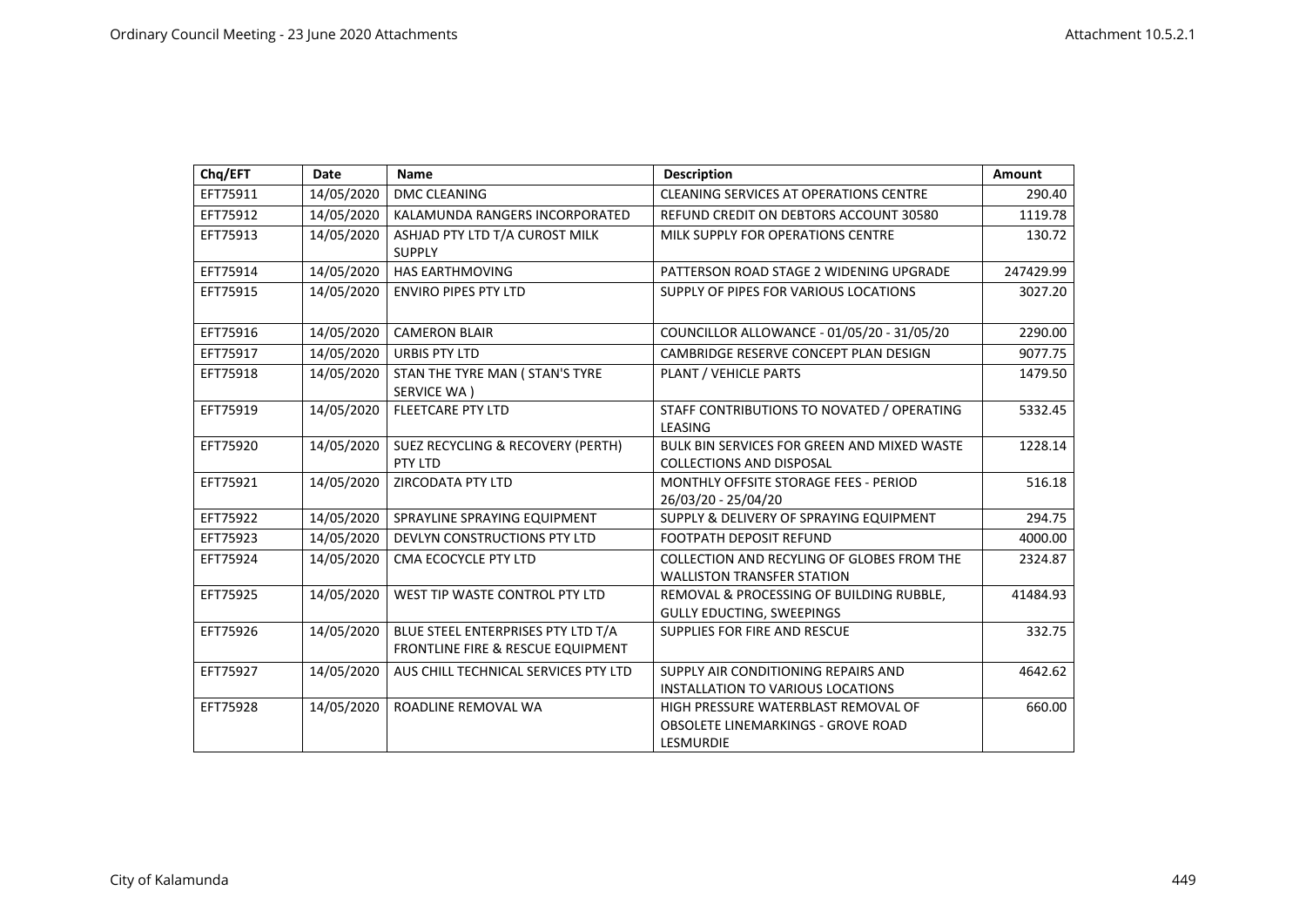| Chq/EFT | Date | Name | Description | Amount |
| --- | --- | --- | --- | --- |
| EFT75911 | 14/05/2020 | DMC CLEANING | CLEANING SERVICES AT OPERATIONS CENTRE | 290.40 |
| EFT75912 | 14/05/2020 | KALAMUNDA RANGERS INCORPORATED | REFUND CREDIT ON DEBTORS ACCOUNT 30580 | 1119.78 |
| EFT75913 | 14/05/2020 | ASHJAD PTY LTD T/A CUROST MILK SUPPLY | MILK SUPPLY FOR OPERATIONS CENTRE | 130.72 |
| EFT75914 | 14/05/2020 | HAS EARTHMOVING | PATTERSON ROAD STAGE 2 WIDENING UPGRADE | 247429.99 |
| EFT75915 | 14/05/2020 | ENVIRO PIPES PTY LTD | SUPPLY OF PIPES FOR VARIOUS LOCATIONS | 3027.20 |
| EFT75916 | 14/05/2020 | CAMERON BLAIR | COUNCILLOR ALLOWANCE - 01/05/20 - 31/05/20 | 2290.00 |
| EFT75917 | 14/05/2020 | URBIS PTY LTD | CAMBRIDGE RESERVE CONCEPT PLAN DESIGN | 9077.75 |
| EFT75918 | 14/05/2020 | STAN THE TYRE MAN ( STAN'S TYRE SERVICE WA ) | PLANT / VEHICLE PARTS | 1479.50 |
| EFT75919 | 14/05/2020 | FLEETCARE PTY LTD | STAFF CONTRIBUTIONS TO NOVATED / OPERATING LEASING | 5332.45 |
| EFT75920 | 14/05/2020 | SUEZ RECYCLING & RECOVERY (PERTH) PTY LTD | BULK BIN SERVICES FOR GREEN AND MIXED WASTE COLLECTIONS AND DISPOSAL | 1228.14 |
| EFT75921 | 14/05/2020 | ZIRCODATA PTY LTD | MONTHLY OFFSITE STORAGE FEES - PERIOD 26/03/20 - 25/04/20 | 516.18 |
| EFT75922 | 14/05/2020 | SPRAYLINE SPRAYING EQUIPMENT | SUPPLY & DELIVERY OF SPRAYING EQUIPMENT | 294.75 |
| EFT75923 | 14/05/2020 | DEVLYN CONSTRUCTIONS PTY LTD | FOOTPATH DEPOSIT REFUND | 4000.00 |
| EFT75924 | 14/05/2020 | CMA ECOCYCLE PTY LTD | COLLECTION AND RECYLING OF GLOBES FROM THE WALLISTON TRANSFER STATION | 2324.87 |
| EFT75925 | 14/05/2020 | WEST TIP WASTE CONTROL PTY LTD | REMOVAL & PROCESSING OF BUILDING RUBBLE, GULLY EDUCTING, SWEEPINGS | 41484.93 |
| EFT75926 | 14/05/2020 | BLUE STEEL ENTERPRISES PTY LTD T/A FRONTLINE FIRE & RESCUE EQUIPMENT | SUPPLIES FOR FIRE AND RESCUE | 332.75 |
| EFT75927 | 14/05/2020 | AUS CHILL TECHNICAL SERVICES PTY LTD | SUPPLY AIR CONDITIONING REPAIRS AND INSTALLATION TO VARIOUS LOCATIONS | 4642.62 |
| EFT75928 | 14/05/2020 | ROADLINE REMOVAL WA | HIGH PRESSURE WATERBLAST REMOVAL OF OBSOLETE LINEMARKINGS - GROVE ROAD LESMURDIE | 660.00 |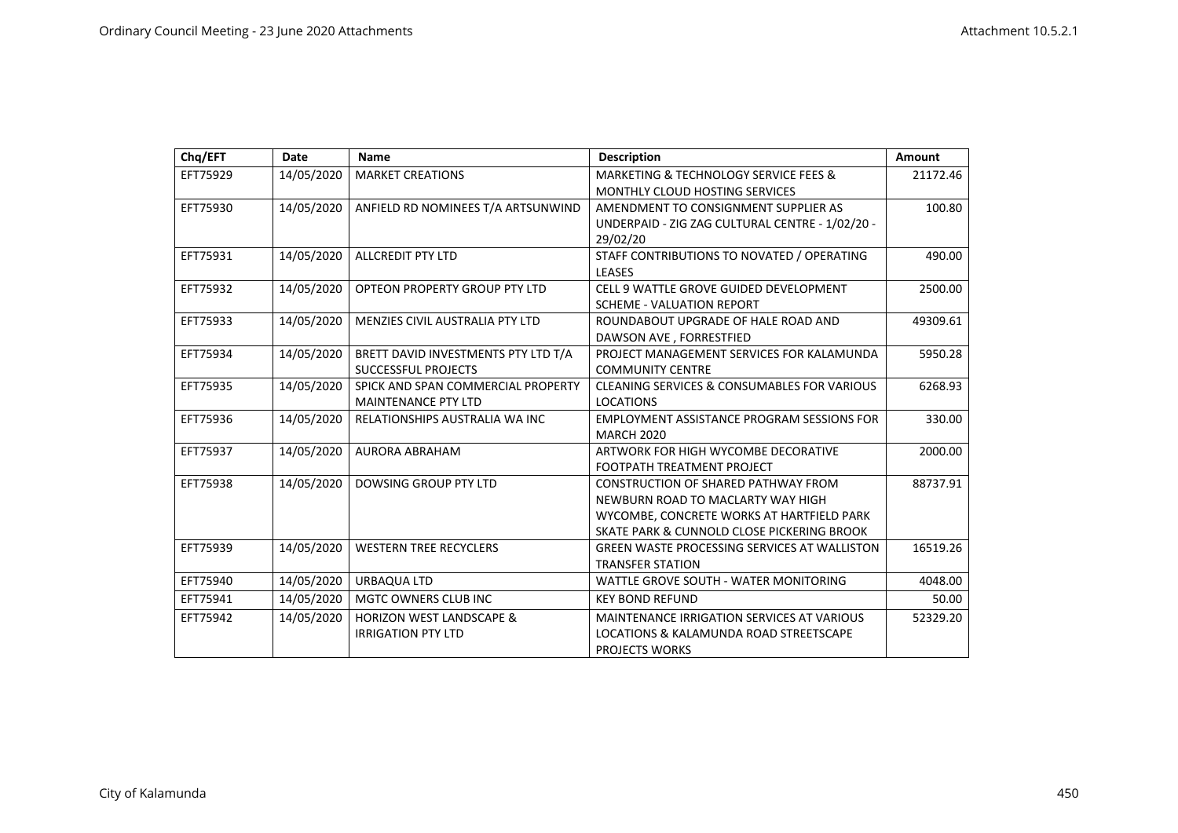| Chq/EFT | Date | Name | Description | Amount |
|---|---|---|---|---|
| EFT75929 | 14/05/2020 | MARKET CREATIONS | MARKETING & TECHNOLOGY SERVICE FEES & MONTHLY CLOUD HOSTING SERVICES | 21172.46 |
| EFT75930 | 14/05/2020 | ANFIELD RD NOMINEES T/A ARTSUNWIND | AMENDMENT TO CONSIGNMENT SUPPLIER AS UNDERPAID - ZIG ZAG CULTURAL CENTRE - 1/02/20 - 29/02/20 | 100.80 |
| EFT75931 | 14/05/2020 | ALLCREDIT PTY LTD | STAFF CONTRIBUTIONS TO NOVATED / OPERATING LEASES | 490.00 |
| EFT75932 | 14/05/2020 | OPTEON PROPERTY GROUP PTY LTD | CELL 9 WATTLE GROVE GUIDED DEVELOPMENT SCHEME - VALUATION REPORT | 2500.00 |
| EFT75933 | 14/05/2020 | MENZIES CIVIL AUSTRALIA PTY LTD | ROUNDABOUT UPGRADE OF HALE ROAD AND DAWSON AVE , FORRESTFIED | 49309.61 |
| EFT75934 | 14/05/2020 | BRETT DAVID INVESTMENTS PTY LTD T/A SUCCESSFUL PROJECTS | PROJECT MANAGEMENT SERVICES FOR KALAMUNDA COMMUNITY CENTRE | 5950.28 |
| EFT75935 | 14/05/2020 | SPICK AND SPAN COMMERCIAL PROPERTY MAINTENANCE PTY LTD | CLEANING SERVICES & CONSUMABLES FOR VARIOUS LOCATIONS | 6268.93 |
| EFT75936 | 14/05/2020 | RELATIONSHIPS AUSTRALIA WA INC | EMPLOYMENT ASSISTANCE PROGRAM SESSIONS FOR MARCH 2020 | 330.00 |
| EFT75937 | 14/05/2020 | AURORA ABRAHAM | ARTWORK FOR HIGH WYCOMBE DECORATIVE FOOTPATH TREATMENT PROJECT | 2000.00 |
| EFT75938 | 14/05/2020 | DOWSING GROUP PTY LTD | CONSTRUCTION OF SHARED PATHWAY FROM NEWBURN ROAD TO MACLARTY WAY HIGH WYCOMBE, CONCRETE WORKS AT HARTFIELD PARK SKATE PARK & CUNNOLD CLOSE PICKERING BROOK | 88737.91 |
| EFT75939 | 14/05/2020 | WESTERN TREE RECYCLERS | GREEN WASTE PROCESSING SERVICES AT WALLISTON TRANSFER STATION | 16519.26 |
| EFT75940 | 14/05/2020 | URBAQUA LTD | WATTLE GROVE SOUTH - WATER MONITORING | 4048.00 |
| EFT75941 | 14/05/2020 | MGTC OWNERS CLUB INC | KEY BOND REFUND | 50.00 |
| EFT75942 | 14/05/2020 | HORIZON WEST LANDSCAPE & IRRIGATION PTY LTD | MAINTENANCE IRRIGATION SERVICES AT VARIOUS LOCATIONS & KALAMUNDA ROAD STREETSCAPE PROJECTS WORKS | 52329.20 |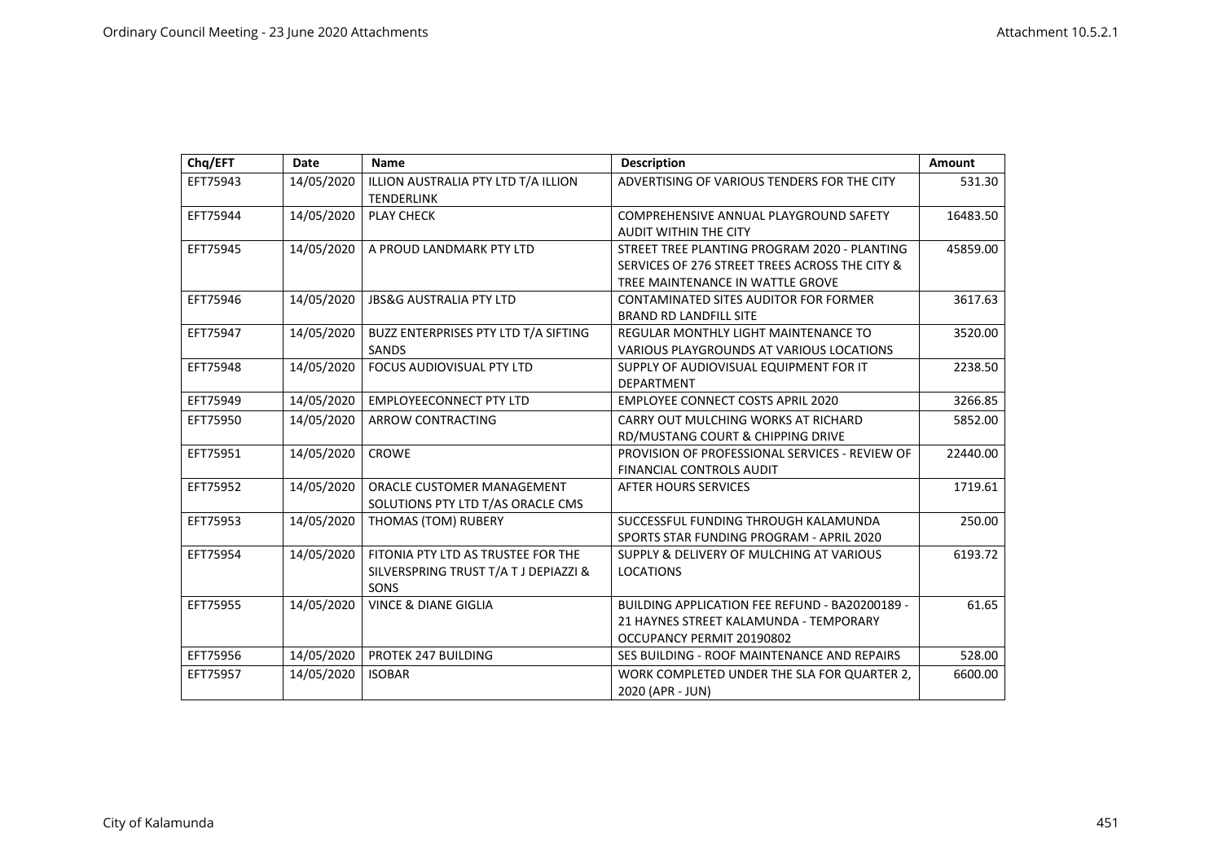| Chq/EFT | Date | Name | Description | Amount |
|---|---|---|---|---|
| EFT75943 | 14/05/2020 | ILLION AUSTRALIA PTY LTD T/A ILLION TENDERLINK | ADVERTISING OF VARIOUS TENDERS FOR THE CITY | 531.30 |
| EFT75944 | 14/05/2020 | PLAY CHECK | COMPREHENSIVE ANNUAL PLAYGROUND SAFETY AUDIT WITHIN THE CITY | 16483.50 |
| EFT75945 | 14/05/2020 | A PROUD LANDMARK PTY LTD | STREET TREE PLANTING PROGRAM 2020 - PLANTING SERVICES OF 276 STREET TREES ACROSS THE CITY & TREE MAINTENANCE IN WATTLE GROVE | 45859.00 |
| EFT75946 | 14/05/2020 | JBS&G AUSTRALIA PTY LTD | CONTAMINATED SITES AUDITOR FOR FORMER BRAND RD LANDFILL SITE | 3617.63 |
| EFT75947 | 14/05/2020 | BUZZ ENTERPRISES PTY LTD T/A SIFTING SANDS | REGULAR MONTHLY LIGHT MAINTENANCE TO VARIOUS PLAYGROUNDS AT VARIOUS LOCATIONS | 3520.00 |
| EFT75948 | 14/05/2020 | FOCUS AUDIOVISUAL PTY LTD | SUPPLY OF AUDIOVISUAL EQUIPMENT FOR IT DEPARTMENT | 2238.50 |
| EFT75949 | 14/05/2020 | EMPLOYEECONNECT PTY LTD | EMPLOYEE CONNECT COSTS APRIL 2020 | 3266.85 |
| EFT75950 | 14/05/2020 | ARROW CONTRACTING | CARRY OUT MULCHING WORKS AT RICHARD RD/MUSTANG COURT & CHIPPING DRIVE | 5852.00 |
| EFT75951 | 14/05/2020 | CROWE | PROVISION OF PROFESSIONAL SERVICES - REVIEW OF FINANCIAL CONTROLS AUDIT | 22440.00 |
| EFT75952 | 14/05/2020 | ORACLE CUSTOMER MANAGEMENT SOLUTIONS PTY LTD T/AS ORACLE CMS | AFTER HOURS SERVICES | 1719.61 |
| EFT75953 | 14/05/2020 | THOMAS (TOM) RUBERY | SUCCESSFUL FUNDING THROUGH KALAMUNDA SPORTS STAR FUNDING PROGRAM - APRIL 2020 | 250.00 |
| EFT75954 | 14/05/2020 | FITONIA PTY LTD AS TRUSTEE FOR THE SILVERSPRING TRUST T/A T J DEPIAZZI & SONS | SUPPLY & DELIVERY OF MULCHING AT VARIOUS LOCATIONS | 6193.72 |
| EFT75955 | 14/05/2020 | VINCE & DIANE GIGLIA | BUILDING APPLICATION FEE REFUND - BA20200189 - 21 HAYNES STREET KALAMUNDA - TEMPORARY OCCUPANCY PERMIT 20190802 | 61.65 |
| EFT75956 | 14/05/2020 | PROTEK 247 BUILDING | SES BUILDING - ROOF MAINTENANCE AND REPAIRS | 528.00 |
| EFT75957 | 14/05/2020 | ISOBAR | WORK COMPLETED UNDER THE SLA FOR QUARTER 2, 2020 (APR - JUN) | 6600.00 |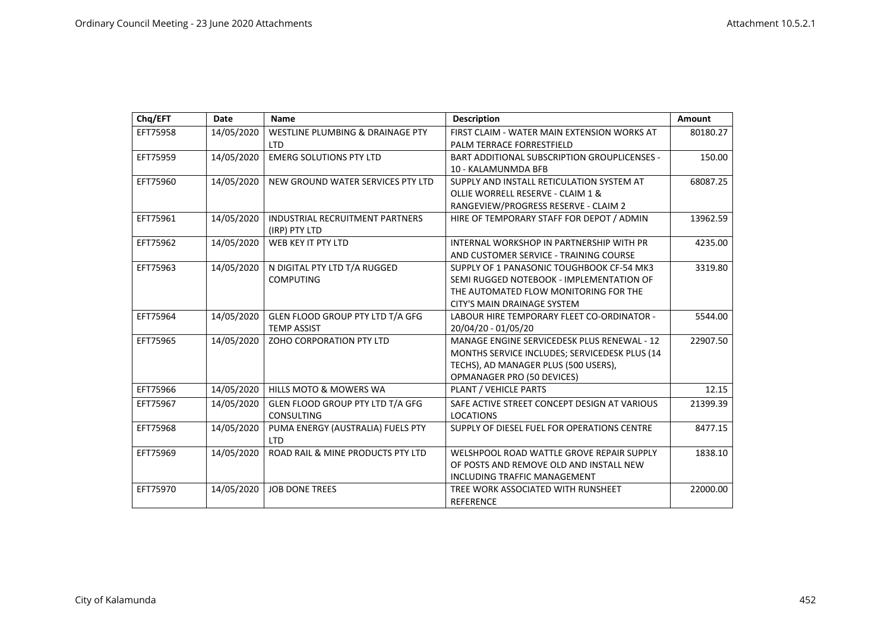| Chq/EFT | Date | Name | Description | Amount |
|---|---|---|---|---|
| EFT75958 | 14/05/2020 | WESTLINE PLUMBING & DRAINAGE PTY LTD | FIRST CLAIM - WATER MAIN EXTENSION WORKS AT PALM TERRACE FORRESTFIELD | 80180.27 |
| EFT75959 | 14/05/2020 | EMERG SOLUTIONS PTY LTD | BART ADDITIONAL SUBSCRIPTION GROUPLICENSES - 10 - KALAMUNMDA BFB | 150.00 |
| EFT75960 | 14/05/2020 | NEW GROUND WATER SERVICES PTY LTD | SUPPLY AND INSTALL RETICULATION SYSTEM AT OLLIE WORRELL RESERVE - CLAIM 1 & RANGEVIEW/PROGRESS RESERVE - CLAIM 2 | 68087.25 |
| EFT75961 | 14/05/2020 | INDUSTRIAL RECRUITMENT PARTNERS (IRP) PTY LTD | HIRE OF TEMPORARY STAFF FOR DEPOT / ADMIN | 13962.59 |
| EFT75962 | 14/05/2020 | WEB KEY IT PTY LTD | INTERNAL WORKSHOP IN PARTNERSHIP WITH PR AND CUSTOMER SERVICE - TRAINING COURSE | 4235.00 |
| EFT75963 | 14/05/2020 | N DIGITAL PTY LTD T/A RUGGED COMPUTING | SUPPLY OF 1 PANASONIC TOUGHBOOK CF-54 MK3 SEMI RUGGED NOTEBOOK - IMPLEMENTATION OF THE AUTOMATED FLOW MONITORING FOR THE CITY'S MAIN DRAINAGE SYSTEM | 3319.80 |
| EFT75964 | 14/05/2020 | GLEN FLOOD GROUP PTY LTD T/A GFG TEMP ASSIST | LABOUR HIRE TEMPORARY FLEET CO-ORDINATOR - 20/04/20 - 01/05/20 | 5544.00 |
| EFT75965 | 14/05/2020 | ZOHO CORPORATION PTY LTD | MANAGE ENGINE SERVICEDESK PLUS RENEWAL - 12 MONTHS SERVICE INCLUDES; SERVICEDESK PLUS (14 TECHS), AD MANAGER PLUS (500 USERS), OPMANAGER PRO (50 DEVICES) | 22907.50 |
| EFT75966 | 14/05/2020 | HILLS MOTO & MOWERS WA | PLANT / VEHICLE PARTS | 12.15 |
| EFT75967 | 14/05/2020 | GLEN FLOOD GROUP PTY LTD T/A GFG CONSULTING | SAFE ACTIVE STREET CONCEPT DESIGN AT VARIOUS LOCATIONS | 21399.39 |
| EFT75968 | 14/05/2020 | PUMA ENERGY (AUSTRALIA) FUELS PTY LTD | SUPPLY OF DIESEL FUEL FOR OPERATIONS CENTRE | 8477.15 |
| EFT75969 | 14/05/2020 | ROAD RAIL & MINE PRODUCTS PTY LTD | WELSHPOOL ROAD WATTLE GROVE REPAIR SUPPLY OF POSTS AND REMOVE OLD AND INSTALL NEW INCLUDING TRAFFIC MANAGEMENT | 1838.10 |
| EFT75970 | 14/05/2020 | JOB DONE TREES | TREE WORK ASSOCIATED WITH RUNSHEET REFERENCE | 22000.00 |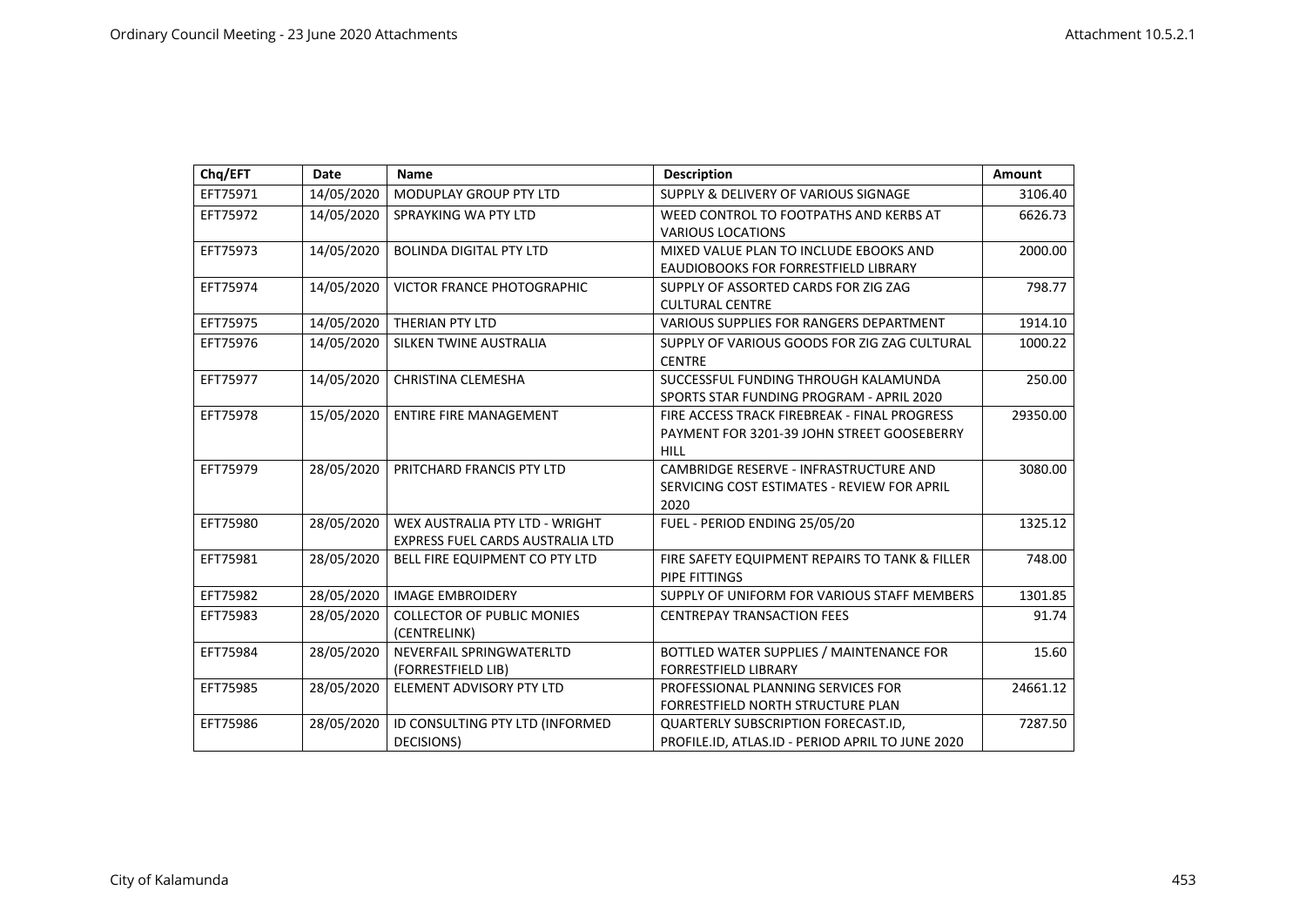| Chq/EFT | Date | Name | Description | Amount |
|---|---|---|---|---|
| EFT75971 | 14/05/2020 | MODUPLAY GROUP PTY LTD | SUPPLY & DELIVERY OF VARIOUS SIGNAGE | 3106.40 |
| EFT75972 | 14/05/2020 | SPRAYKING WA PTY LTD | WEED CONTROL TO FOOTPATHS AND KERBS AT VARIOUS LOCATIONS | 6626.73 |
| EFT75973 | 14/05/2020 | BOLINDA DIGITAL PTY LTD | MIXED VALUE PLAN TO INCLUDE EBOOKS AND EAUDIOBOOKS FOR FORRESTFIELD LIBRARY | 2000.00 |
| EFT75974 | 14/05/2020 | VICTOR FRANCE PHOTOGRAPHIC | SUPPLY OF ASSORTED CARDS FOR ZIG ZAG CULTURAL CENTRE | 798.77 |
| EFT75975 | 14/05/2020 | THERIAN PTY LTD | VARIOUS SUPPLIES FOR RANGERS DEPARTMENT | 1914.10 |
| EFT75976 | 14/05/2020 | SILKEN TWINE AUSTRALIA | SUPPLY OF VARIOUS GOODS FOR ZIG ZAG CULTURAL CENTRE | 1000.22 |
| EFT75977 | 14/05/2020 | CHRISTINA CLEMESHA | SUCCESSFUL FUNDING THROUGH KALAMUNDA SPORTS STAR FUNDING PROGRAM - APRIL 2020 | 250.00 |
| EFT75978 | 15/05/2020 | ENTIRE FIRE MANAGEMENT | FIRE ACCESS TRACK FIREBREAK - FINAL PROGRESS PAYMENT FOR 3201-39 JOHN STREET GOOSEBERRY HILL | 29350.00 |
| EFT75979 | 28/05/2020 | PRITCHARD FRANCIS PTY LTD | CAMBRIDGE RESERVE - INFRASTRUCTURE AND SERVICING COST ESTIMATES - REVIEW FOR APRIL 2020 | 3080.00 |
| EFT75980 | 28/05/2020 | WEX AUSTRALIA PTY LTD - WRIGHT EXPRESS FUEL CARDS AUSTRALIA LTD | FUEL - PERIOD ENDING 25/05/20 | 1325.12 |
| EFT75981 | 28/05/2020 | BELL FIRE EQUIPMENT CO PTY LTD | FIRE SAFETY EQUIPMENT REPAIRS TO TANK & FILLER PIPE FITTINGS | 748.00 |
| EFT75982 | 28/05/2020 | IMAGE EMBROIDERY | SUPPLY OF UNIFORM FOR VARIOUS STAFF MEMBERS | 1301.85 |
| EFT75983 | 28/05/2020 | COLLECTOR OF PUBLIC MONIES (CENTRELINK) | CENTREPAY TRANSACTION FEES | 91.74 |
| EFT75984 | 28/05/2020 | NEVERFAIL SPRINGWATERLTD (FORRESTFIELD LIB) | BOTTLED WATER SUPPLIES / MAINTENANCE FOR FORRESTFIELD LIBRARY | 15.60 |
| EFT75985 | 28/05/2020 | ELEMENT ADVISORY PTY LTD | PROFESSIONAL PLANNING SERVICES FOR FORRESTFIELD NORTH STRUCTURE PLAN | 24661.12 |
| EFT75986 | 28/05/2020 | ID CONSULTING PTY LTD (INFORMED DECISIONS) | QUARTERLY SUBSCRIPTION FORECAST.ID, PROFILE.ID, ATLAS.ID - PERIOD APRIL TO JUNE 2020 | 7287.50 |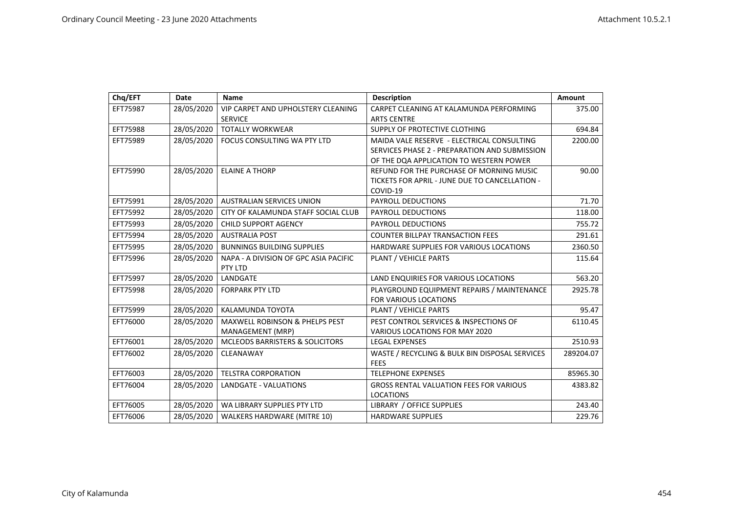| Chq/EFT | Date | Name | Description | Amount |
|---|---|---|---|---|
| EFT75987 | 28/05/2020 | VIP CARPET AND UPHOLSTERY CLEANING SERVICE | CARPET CLEANING AT KALAMUNDA PERFORMING ARTS CENTRE | 375.00 |
| EFT75988 | 28/05/2020 | TOTALLY WORKWEAR | SUPPLY OF PROTECTIVE CLOTHING | 694.84 |
| EFT75989 | 28/05/2020 | FOCUS CONSULTING WA PTY LTD | MAIDA VALE RESERVE - ELECTRICAL CONSULTING SERVICES PHASE 2 - PREPARATION AND SUBMISSION OF THE DQA APPLICATION TO WESTERN POWER | 2200.00 |
| EFT75990 | 28/05/2020 | ELAINE A THORP | REFUND FOR THE PURCHASE OF MORNING MUSIC TICKETS FOR APRIL - JUNE DUE TO CANCELLATION - COVID-19 | 90.00 |
| EFT75991 | 28/05/2020 | AUSTRALIAN SERVICES UNION | PAYROLL DEDUCTIONS | 71.70 |
| EFT75992 | 28/05/2020 | CITY OF KALAMUNDA STAFF SOCIAL CLUB | PAYROLL DEDUCTIONS | 118.00 |
| EFT75993 | 28/05/2020 | CHILD SUPPORT AGENCY | PAYROLL DEDUCTIONS | 755.72 |
| EFT75994 | 28/05/2020 | AUSTRALIA POST | COUNTER BILLPAY TRANSACTION FEES | 291.61 |
| EFT75995 | 28/05/2020 | BUNNINGS BUILDING SUPPLIES | HARDWARE SUPPLIES FOR VARIOUS LOCATIONS | 2360.50 |
| EFT75996 | 28/05/2020 | NAPA - A DIVISION OF GPC ASIA PACIFIC PTY LTD | PLANT / VEHICLE PARTS | 115.64 |
| EFT75997 | 28/05/2020 | LANDGATE | LAND ENQUIRIES FOR VARIOUS LOCATIONS | 563.20 |
| EFT75998 | 28/05/2020 | FORPARK PTY LTD | PLAYGROUND EQUIPMENT REPAIRS / MAINTENANCE FOR VARIOUS LOCATIONS | 2925.78 |
| EFT75999 | 28/05/2020 | KALAMUNDA TOYOTA | PLANT / VEHICLE PARTS | 95.47 |
| EFT76000 | 28/05/2020 | MAXWELL ROBINSON & PHELPS PEST MANAGEMENT (MRP) | PEST CONTROL SERVICES & INSPECTIONS OF VARIOUS LOCATIONS FOR MAY 2020 | 6110.45 |
| EFT76001 | 28/05/2020 | MCLEODS BARRISTERS & SOLICITORS | LEGAL EXPENSES | 2510.93 |
| EFT76002 | 28/05/2020 | CLEANAWAY | WASTE / RECYCLING & BULK BIN DISPOSAL SERVICES FEES | 289204.07 |
| EFT76003 | 28/05/2020 | TELSTRA CORPORATION | TELEPHONE EXPENSES | 85965.30 |
| EFT76004 | 28/05/2020 | LANDGATE - VALUATIONS | GROSS RENTAL VALUATION FEES FOR VARIOUS LOCATIONS | 4383.82 |
| EFT76005 | 28/05/2020 | WA LIBRARY SUPPLIES PTY LTD | LIBRARY / OFFICE SUPPLIES | 243.40 |
| EFT76006 | 28/05/2020 | WALKERS HARDWARE (MITRE 10) | HARDWARE SUPPLIES | 229.76 |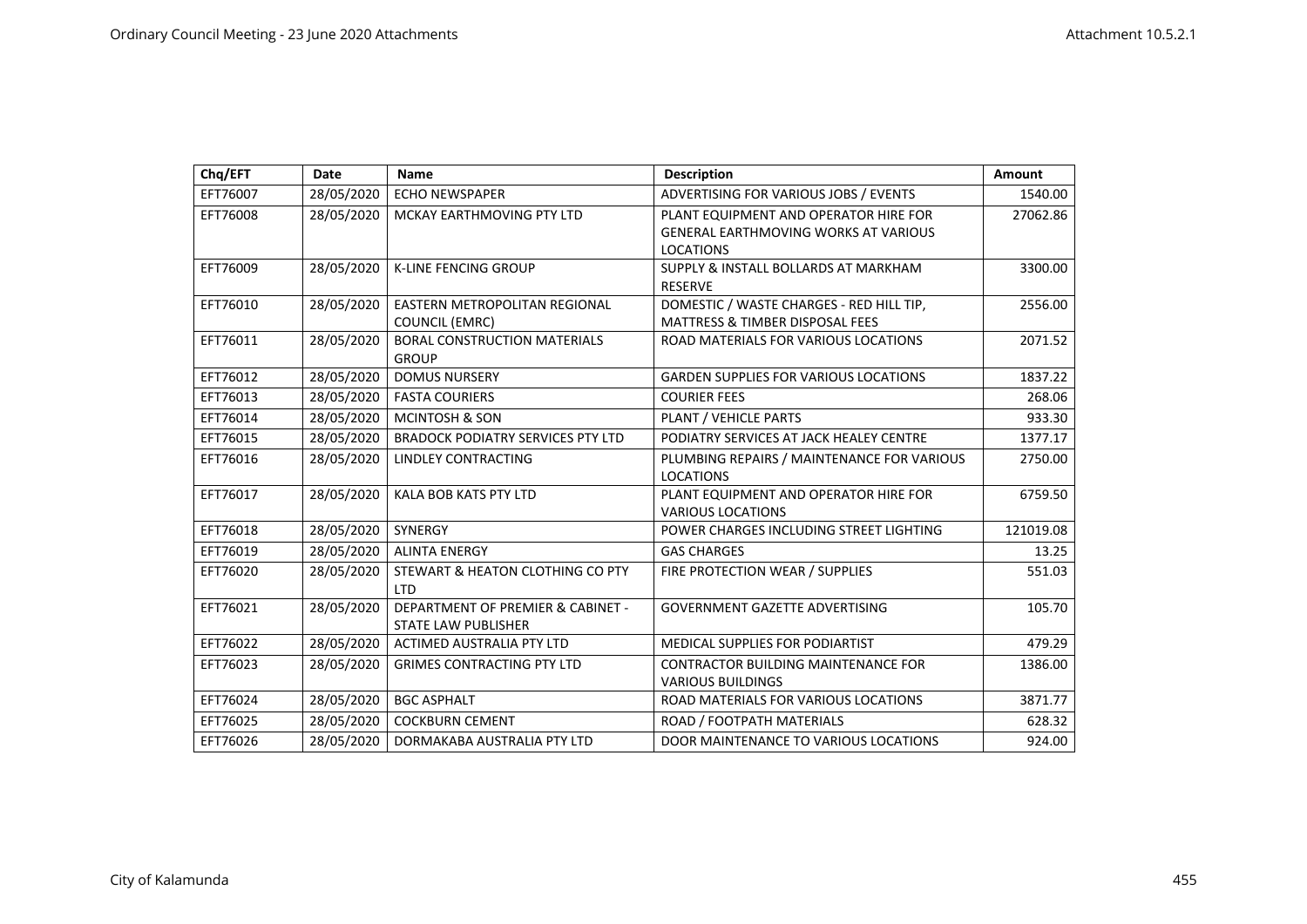| Chq/EFT | Date | Name | Description | Amount |
|---|---|---|---|---|
| EFT76007 | 28/05/2020 | ECHO NEWSPAPER | ADVERTISING FOR VARIOUS JOBS / EVENTS | 1540.00 |
| EFT76008 | 28/05/2020 | MCKAY EARTHMOVING PTY LTD | PLANT EQUIPMENT AND OPERATOR HIRE FOR GENERAL EARTHMOVING WORKS AT VARIOUS LOCATIONS | 27062.86 |
| EFT76009 | 28/05/2020 | K-LINE FENCING GROUP | SUPPLY & INSTALL BOLLARDS AT MARKHAM RESERVE | 3300.00 |
| EFT76010 | 28/05/2020 | EASTERN METROPOLITAN REGIONAL COUNCIL (EMRC) | DOMESTIC / WASTE CHARGES - RED HILL TIP, MATTRESS & TIMBER DISPOSAL FEES | 2556.00 |
| EFT76011 | 28/05/2020 | BORAL CONSTRUCTION MATERIALS GROUP | ROAD MATERIALS FOR VARIOUS LOCATIONS | 2071.52 |
| EFT76012 | 28/05/2020 | DOMUS NURSERY | GARDEN SUPPLIES FOR VARIOUS LOCATIONS | 1837.22 |
| EFT76013 | 28/05/2020 | FASTA COURIERS | COURIER FEES | 268.06 |
| EFT76014 | 28/05/2020 | MCINTOSH & SON | PLANT / VEHICLE PARTS | 933.30 |
| EFT76015 | 28/05/2020 | BRADOCK PODIATRY SERVICES PTY LTD | PODIATRY SERVICES AT JACK HEALEY CENTRE | 1377.17 |
| EFT76016 | 28/05/2020 | LINDLEY CONTRACTING | PLUMBING REPAIRS / MAINTENANCE FOR VARIOUS LOCATIONS | 2750.00 |
| EFT76017 | 28/05/2020 | KALA BOB KATS PTY LTD | PLANT EQUIPMENT AND OPERATOR HIRE FOR VARIOUS LOCATIONS | 6759.50 |
| EFT76018 | 28/05/2020 | SYNERGY | POWER CHARGES INCLUDING STREET LIGHTING | 121019.08 |
| EFT76019 | 28/05/2020 | ALINTA ENERGY | GAS CHARGES | 13.25 |
| EFT76020 | 28/05/2020 | STEWART & HEATON CLOTHING CO PTY LTD | FIRE PROTECTION WEAR / SUPPLIES | 551.03 |
| EFT76021 | 28/05/2020 | DEPARTMENT OF PREMIER & CABINET - STATE LAW PUBLISHER | GOVERNMENT GAZETTE ADVERTISING | 105.70 |
| EFT76022 | 28/05/2020 | ACTIMED AUSTRALIA PTY LTD | MEDICAL SUPPLIES FOR PODIARTIST | 479.29 |
| EFT76023 | 28/05/2020 | GRIMES CONTRACTING PTY LTD | CONTRACTOR BUILDING MAINTENANCE FOR VARIOUS BUILDINGS | 1386.00 |
| EFT76024 | 28/05/2020 | BGC ASPHALT | ROAD MATERIALS FOR VARIOUS LOCATIONS | 3871.77 |
| EFT76025 | 28/05/2020 | COCKBURN CEMENT | ROAD / FOOTPATH MATERIALS | 628.32 |
| EFT76026 | 28/05/2020 | DORMAKABA AUSTRALIA PTY LTD | DOOR MAINTENANCE TO VARIOUS LOCATIONS | 924.00 |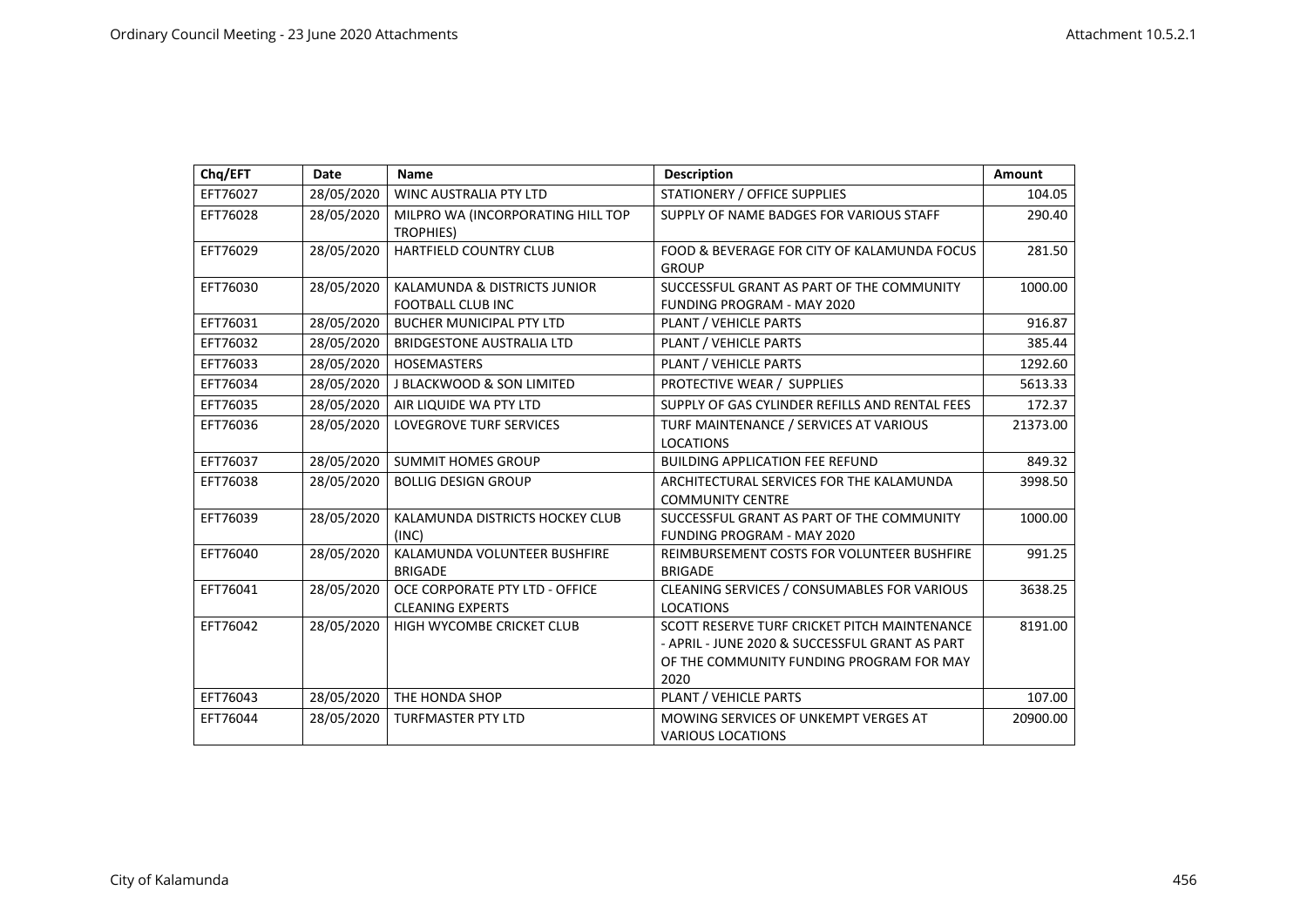| Chq/EFT | Date | Name | Description | Amount |
|---|---|---|---|---|
| EFT76027 | 28/05/2020 | WINC AUSTRALIA PTY LTD | STATIONERY / OFFICE SUPPLIES | 104.05 |
| EFT76028 | 28/05/2020 | MILPRO WA (INCORPORATING HILL TOP TROPHIES) | SUPPLY OF NAME BADGES FOR VARIOUS STAFF | 290.40 |
| EFT76029 | 28/05/2020 | HARTFIELD COUNTRY CLUB | FOOD & BEVERAGE FOR CITY OF KALAMUNDA FOCUS GROUP | 281.50 |
| EFT76030 | 28/05/2020 | KALAMUNDA & DISTRICTS JUNIOR FOOTBALL CLUB INC | SUCCESSFUL GRANT AS PART OF THE COMMUNITY FUNDING PROGRAM - MAY 2020 | 1000.00 |
| EFT76031 | 28/05/2020 | BUCHER MUNICIPAL PTY LTD | PLANT / VEHICLE PARTS | 916.87 |
| EFT76032 | 28/05/2020 | BRIDGESTONE AUSTRALIA LTD | PLANT / VEHICLE PARTS | 385.44 |
| EFT76033 | 28/05/2020 | HOSEMASTERS | PLANT / VEHICLE PARTS | 1292.60 |
| EFT76034 | 28/05/2020 | J BLACKWOOD & SON LIMITED | PROTECTIVE WEAR / SUPPLIES | 5613.33 |
| EFT76035 | 28/05/2020 | AIR LIQUIDE WA PTY LTD | SUPPLY OF GAS CYLINDER REFILLS AND RENTAL FEES | 172.37 |
| EFT76036 | 28/05/2020 | LOVEGROVE TURF SERVICES | TURF MAINTENANCE / SERVICES AT VARIOUS LOCATIONS | 21373.00 |
| EFT76037 | 28/05/2020 | SUMMIT HOMES GROUP | BUILDING APPLICATION FEE REFUND | 849.32 |
| EFT76038 | 28/05/2020 | BOLLIG DESIGN GROUP | ARCHITECTURAL SERVICES FOR THE KALAMUNDA COMMUNITY CENTRE | 3998.50 |
| EFT76039 | 28/05/2020 | KALAMUNDA DISTRICTS HOCKEY CLUB (INC) | SUCCESSFUL GRANT AS PART OF THE COMMUNITY FUNDING PROGRAM - MAY 2020 | 1000.00 |
| EFT76040 | 28/05/2020 | KALAMUNDA VOLUNTEER BUSHFIRE BRIGADE | REIMBURSEMENT COSTS FOR VOLUNTEER BUSHFIRE BRIGADE | 991.25 |
| EFT76041 | 28/05/2020 | OCE CORPORATE PTY LTD - OFFICE CLEANING EXPERTS | CLEANING SERVICES / CONSUMABLES FOR VARIOUS LOCATIONS | 3638.25 |
| EFT76042 | 28/05/2020 | HIGH WYCOMBE CRICKET CLUB | SCOTT RESERVE TURF CRICKET PITCH MAINTENANCE - APRIL - JUNE 2020 & SUCCESSFUL GRANT AS PART OF THE COMMUNITY FUNDING PROGRAM FOR MAY 2020 | 8191.00 |
| EFT76043 | 28/05/2020 | THE HONDA SHOP | PLANT / VEHICLE PARTS | 107.00 |
| EFT76044 | 28/05/2020 | TURFMASTER PTY LTD | MOWING SERVICES OF UNKEMPT VERGES AT VARIOUS LOCATIONS | 20900.00 |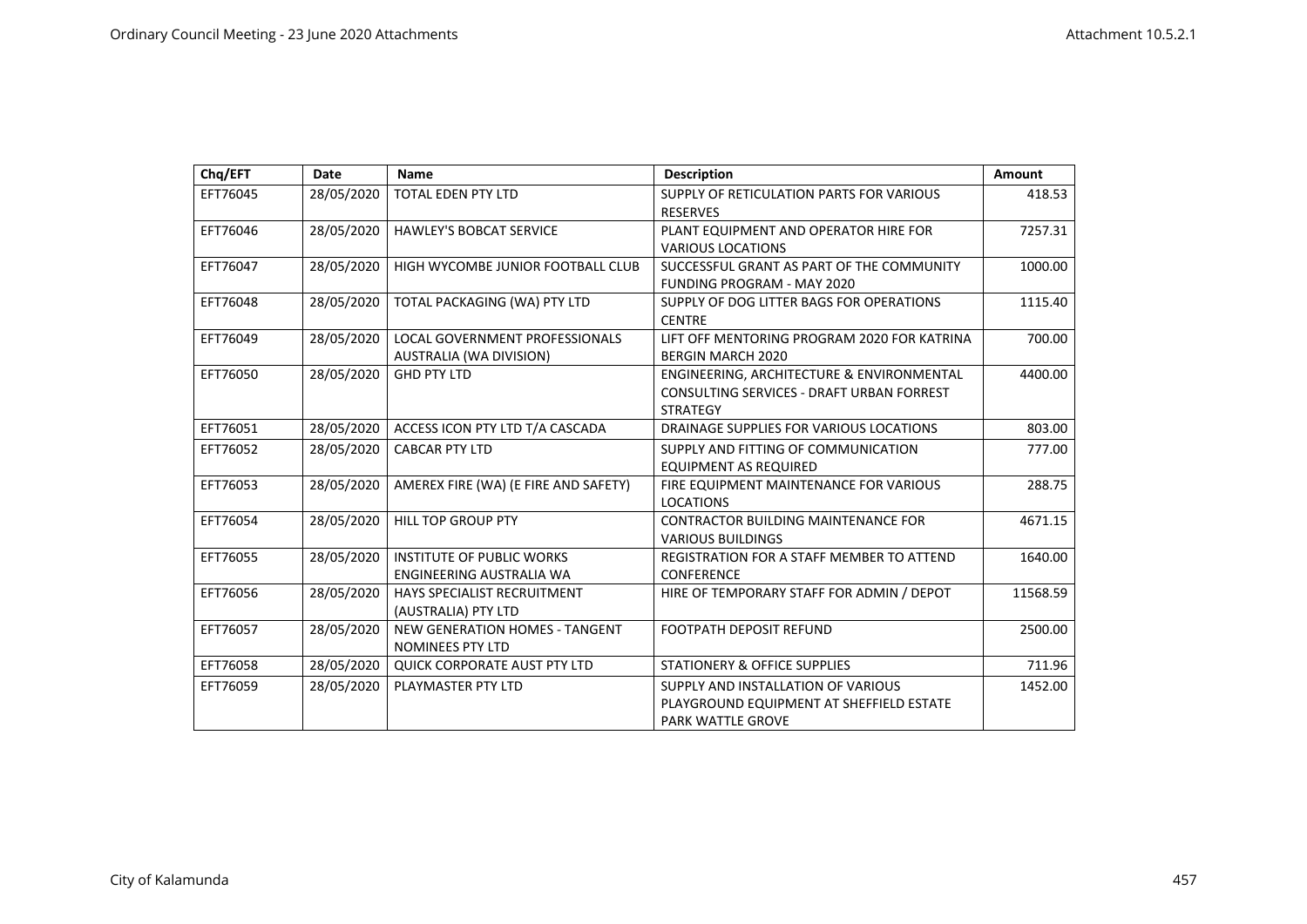| Chq/EFT | Date | Name | Description | Amount |
|---|---|---|---|---|
| EFT76045 | 28/05/2020 | TOTAL EDEN PTY LTD | SUPPLY OF RETICULATION PARTS FOR VARIOUS RESERVES | 418.53 |
| EFT76046 | 28/05/2020 | HAWLEY'S BOBCAT SERVICE | PLANT EQUIPMENT AND OPERATOR HIRE FOR VARIOUS LOCATIONS | 7257.31 |
| EFT76047 | 28/05/2020 | HIGH WYCOMBE JUNIOR FOOTBALL CLUB | SUCCESSFUL GRANT AS PART OF THE COMMUNITY FUNDING PROGRAM - MAY 2020 | 1000.00 |
| EFT76048 | 28/05/2020 | TOTAL PACKAGING (WA) PTY LTD | SUPPLY OF DOG LITTER BAGS FOR OPERATIONS CENTRE | 1115.40 |
| EFT76049 | 28/05/2020 | LOCAL GOVERNMENT PROFESSIONALS AUSTRALIA (WA DIVISION) | LIFT OFF MENTORING PROGRAM 2020 FOR KATRINA BERGIN MARCH 2020 | 700.00 |
| EFT76050 | 28/05/2020 | GHD PTY LTD | ENGINEERING, ARCHITECTURE & ENVIRONMENTAL CONSULTING SERVICES - DRAFT URBAN FORREST STRATEGY | 4400.00 |
| EFT76051 | 28/05/2020 | ACCESS ICON PTY LTD T/A CASCADA | DRAINAGE SUPPLIES FOR VARIOUS LOCATIONS | 803.00 |
| EFT76052 | 28/05/2020 | CABCAR PTY LTD | SUPPLY AND FITTING OF COMMUNICATION EQUIPMENT AS REQUIRED | 777.00 |
| EFT76053 | 28/05/2020 | AMEREX FIRE (WA) (E FIRE AND SAFETY) | FIRE EQUIPMENT MAINTENANCE FOR VARIOUS LOCATIONS | 288.75 |
| EFT76054 | 28/05/2020 | HILL TOP GROUP PTY | CONTRACTOR BUILDING MAINTENANCE FOR VARIOUS BUILDINGS | 4671.15 |
| EFT76055 | 28/05/2020 | INSTITUTE OF PUBLIC WORKS ENGINEERING AUSTRALIA WA | REGISTRATION FOR A STAFF MEMBER TO ATTEND CONFERENCE | 1640.00 |
| EFT76056 | 28/05/2020 | HAYS SPECIALIST RECRUITMENT (AUSTRALIA) PTY LTD | HIRE OF TEMPORARY STAFF FOR ADMIN / DEPOT | 11568.59 |
| EFT76057 | 28/05/2020 | NEW GENERATION HOMES - TANGENT NOMINEES PTY LTD | FOOTPATH DEPOSIT REFUND | 2500.00 |
| EFT76058 | 28/05/2020 | QUICK CORPORATE AUST PTY LTD | STATIONERY & OFFICE SUPPLIES | 711.96 |
| EFT76059 | 28/05/2020 | PLAYMASTER PTY LTD | SUPPLY AND INSTALLATION OF VARIOUS PLAYGROUND EQUIPMENT AT SHEFFIELD ESTATE PARK WATTLE GROVE | 1452.00 |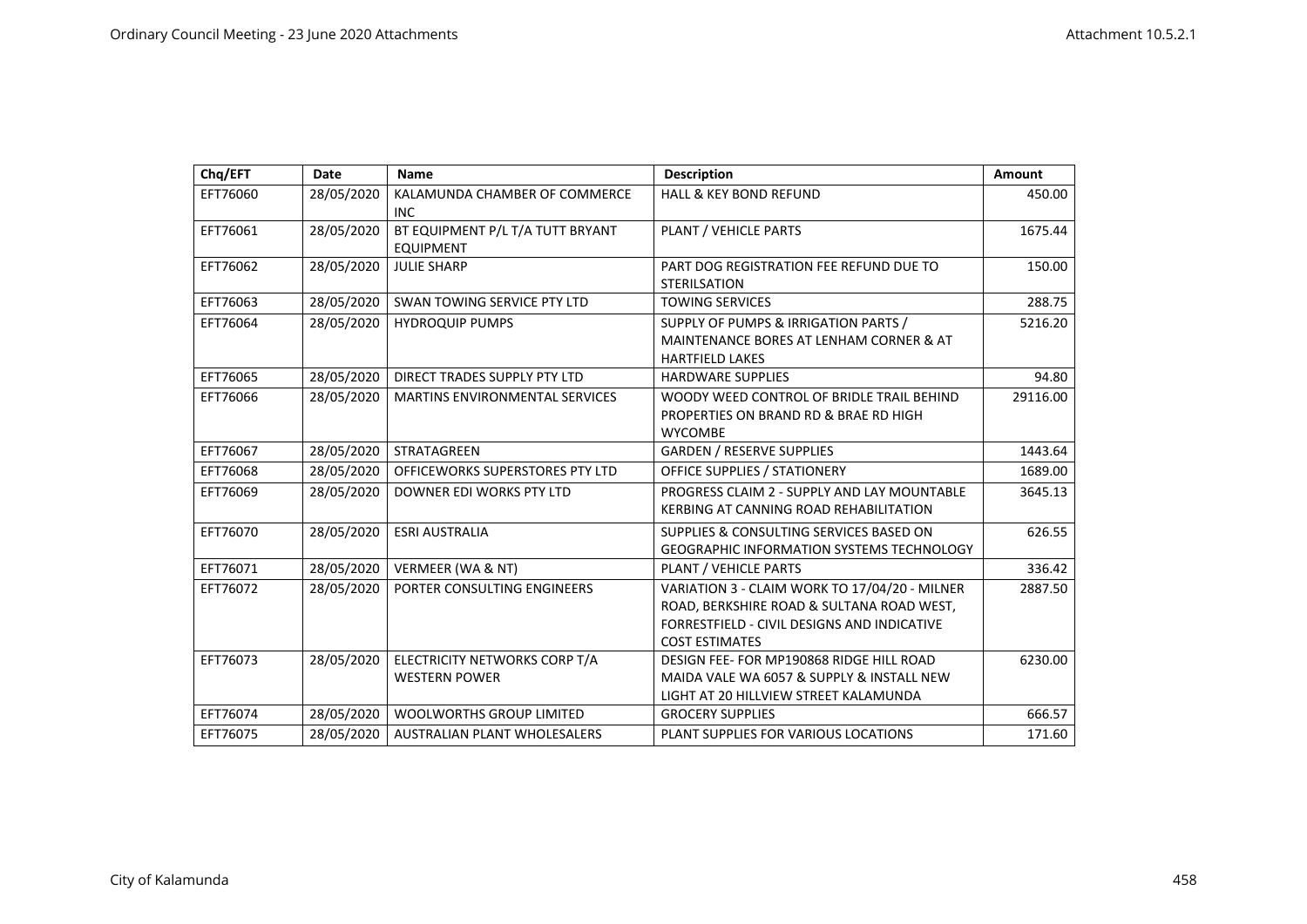| Chq/EFT | Date | Name | Description | Amount |
| --- | --- | --- | --- | --- |
| EFT76060 | 28/05/2020 | KALAMUNDA CHAMBER OF COMMERCE INC | HALL & KEY BOND REFUND | 450.00 |
| EFT76061 | 28/05/2020 | BT EQUIPMENT P/L T/A TUTT BRYANT EQUIPMENT | PLANT / VEHICLE PARTS | 1675.44 |
| EFT76062 | 28/05/2020 | JULIE SHARP | PART DOG REGISTRATION FEE REFUND DUE TO STERILSATION | 150.00 |
| EFT76063 | 28/05/2020 | SWAN TOWING SERVICE PTY LTD | TOWING SERVICES | 288.75 |
| EFT76064 | 28/05/2020 | HYDROQUIP PUMPS | SUPPLY OF PUMPS & IRRIGATION PARTS / MAINTENANCE BORES AT LENHAM CORNER & AT HARTFIELD LAKES | 5216.20 |
| EFT76065 | 28/05/2020 | DIRECT TRADES SUPPLY PTY LTD | HARDWARE SUPPLIES | 94.80 |
| EFT76066 | 28/05/2020 | MARTINS ENVIRONMENTAL SERVICES | WOODY WEED CONTROL OF BRIDLE TRAIL BEHIND PROPERTIES ON BRAND RD & BRAE RD HIGH WYCOMBE | 29116.00 |
| EFT76067 | 28/05/2020 | STRATAGREEN | GARDEN / RESERVE SUPPLIES | 1443.64 |
| EFT76068 | 28/05/2020 | OFFICEWORKS SUPERSTORES PTY LTD | OFFICE SUPPLIES / STATIONERY | 1689.00 |
| EFT76069 | 28/05/2020 | DOWNER EDI WORKS PTY LTD | PROGRESS CLAIM 2 - SUPPLY AND LAY MOUNTABLE KERBING AT CANNING ROAD REHABILITATION | 3645.13 |
| EFT76070 | 28/05/2020 | ESRI AUSTRALIA | SUPPLIES & CONSULTING SERVICES BASED ON GEOGRAPHIC INFORMATION SYSTEMS TECHNOLOGY | 626.55 |
| EFT76071 | 28/05/2020 | VERMEER (WA & NT) | PLANT / VEHICLE PARTS | 336.42 |
| EFT76072 | 28/05/2020 | PORTER CONSULTING ENGINEERS | VARIATION 3 - CLAIM WORK TO 17/04/20 - MILNER ROAD, BERKSHIRE ROAD & SULTANA ROAD WEST, FORRESTFIELD - CIVIL DESIGNS AND INDICATIVE COST ESTIMATES | 2887.50 |
| EFT76073 | 28/05/2020 | ELECTRICITY NETWORKS CORP T/A WESTERN POWER | DESIGN FEE- FOR MP190868 RIDGE HILL ROAD MAIDA VALE WA 6057 & SUPPLY & INSTALL NEW LIGHT AT 20 HILLVIEW STREET KALAMUNDA | 6230.00 |
| EFT76074 | 28/05/2020 | WOOLWORTHS GROUP LIMITED | GROCERY SUPPLIES | 666.57 |
| EFT76075 | 28/05/2020 | AUSTRALIAN PLANT WHOLESALERS | PLANT SUPPLIES FOR VARIOUS LOCATIONS | 171.60 |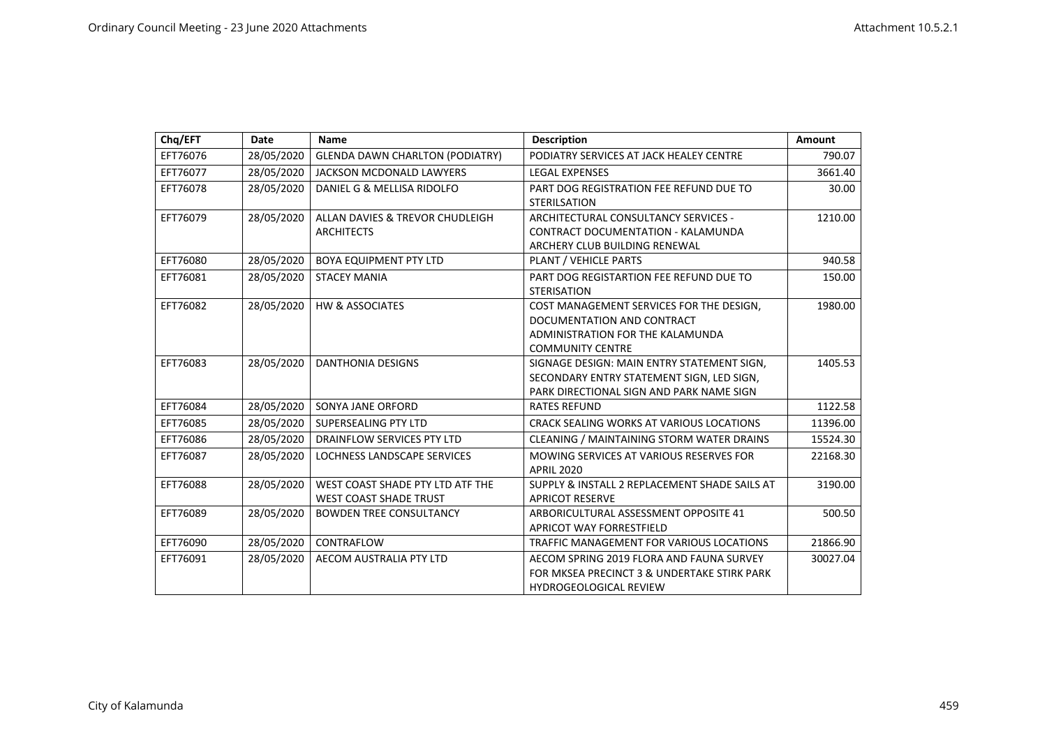| Chq/EFT | Date | Name | Description | Amount |
| --- | --- | --- | --- | --- |
| EFT76076 | 28/05/2020 | GLENDA DAWN CHARLTON (PODIATRY) | PODIATRY SERVICES AT JACK HEALEY CENTRE | 790.07 |
| EFT76077 | 28/05/2020 | JACKSON MCDONALD LAWYERS | LEGAL EXPENSES | 3661.40 |
| EFT76078 | 28/05/2020 | DANIEL G & MELLISA RIDOLFO | PART DOG REGISTRATION FEE REFUND DUE TO STERILSATION | 30.00 |
| EFT76079 | 28/05/2020 | ALLAN DAVIES & TREVOR CHUDLEIGH ARCHITECTS | ARCHITECTURAL CONSULTANCY SERVICES - CONTRACT DOCUMENTATION - KALAMUNDA ARCHERY CLUB BUILDING RENEWAL | 1210.00 |
| EFT76080 | 28/05/2020 | BOYA EQUIPMENT PTY LTD | PLANT / VEHICLE PARTS | 940.58 |
| EFT76081 | 28/05/2020 | STACEY MANIA | PART DOG REGISTARTION FEE REFUND DUE TO STERISATION | 150.00 |
| EFT76082 | 28/05/2020 | HW & ASSOCIATES | COST MANAGEMENT SERVICES FOR THE DESIGN, DOCUMENTATION AND CONTRACT ADMINISTRATION FOR THE KALAMUNDA COMMUNITY CENTRE | 1980.00 |
| EFT76083 | 28/05/2020 | DANTHONIA DESIGNS | SIGNAGE DESIGN: MAIN ENTRY STATEMENT SIGN, SECONDARY ENTRY STATEMENT SIGN, LED SIGN, PARK DIRECTIONAL SIGN AND PARK NAME SIGN | 1405.53 |
| EFT76084 | 28/05/2020 | SONYA JANE ORFORD | RATES REFUND | 1122.58 |
| EFT76085 | 28/05/2020 | SUPERSEALING PTY LTD | CRACK SEALING WORKS AT VARIOUS LOCATIONS | 11396.00 |
| EFT76086 | 28/05/2020 | DRAINFLOW SERVICES PTY LTD | CLEANING / MAINTAINING STORM WATER DRAINS | 15524.30 |
| EFT76087 | 28/05/2020 | LOCHNESS LANDSCAPE SERVICES | MOWING SERVICES AT VARIOUS RESERVES FOR APRIL 2020 | 22168.30 |
| EFT76088 | 28/05/2020 | WEST COAST SHADE PTY LTD ATF THE WEST COAST SHADE TRUST | SUPPLY & INSTALL 2 REPLACEMENT SHADE SAILS AT APRICOT RESERVE | 3190.00 |
| EFT76089 | 28/05/2020 | BOWDEN TREE CONSULTANCY | ARBORICULTURAL ASSESSMENT OPPOSITE 41 APRICOT WAY FORRESTFIELD | 500.50 |
| EFT76090 | 28/05/2020 | CONTRAFLOW | TRAFFIC MANAGEMENT FOR VARIOUS LOCATIONS | 21866.90 |
| EFT76091 | 28/05/2020 | AECOM AUSTRALIA PTY LTD | AECOM SPRING 2019 FLORA AND FAUNA SURVEY FOR MKSEA PRECINCT 3 & UNDERTAKE STIRK PARK HYDROGEOLOGICAL REVIEW | 30027.04 |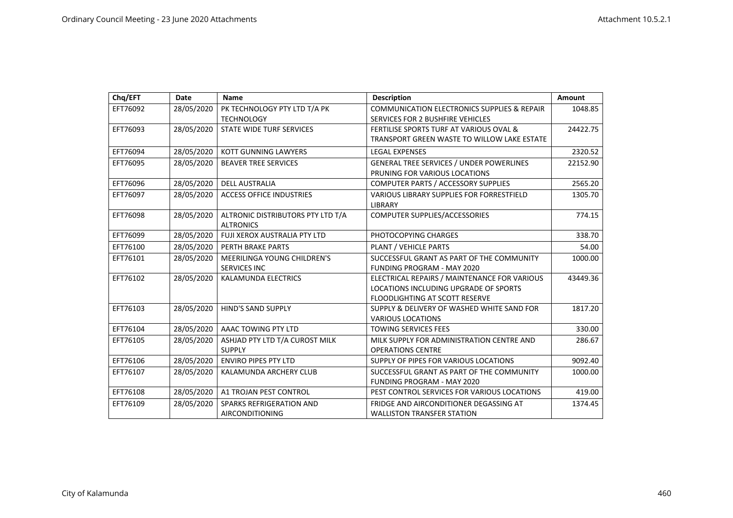| Chq/EFT | Date | Name | Description | Amount |
|---|---|---|---|---|
| EFT76092 | 28/05/2020 | PK TECHNOLOGY PTY LTD T/A PK TECHNOLOGY | COMMUNICATION ELECTRONICS SUPPLIES & REPAIR SERVICES FOR 2 BUSHFIRE VEHICLES | 1048.85 |
| EFT76093 | 28/05/2020 | STATE WIDE TURF SERVICES | FERTILISE SPORTS TURF AT VARIOUS OVAL & TRANSPORT GREEN WASTE TO WILLOW LAKE ESTATE | 24422.75 |
| EFT76094 | 28/05/2020 | KOTT GUNNING LAWYERS | LEGAL EXPENSES | 2320.52 |
| EFT76095 | 28/05/2020 | BEAVER TREE SERVICES | GENERAL TREE SERVICES / UNDER POWERLINES PRUNING FOR VARIOUS LOCATIONS | 22152.90 |
| EFT76096 | 28/05/2020 | DELL AUSTRALIA | COMPUTER PARTS / ACCESSORY SUPPLIES | 2565.20 |
| EFT76097 | 28/05/2020 | ACCESS OFFICE INDUSTRIES | VARIOUS LIBRARY SUPPLIES FOR FORRESTFIELD LIBRARY | 1305.70 |
| EFT76098 | 28/05/2020 | ALTRONIC DISTRIBUTORS PTY LTD T/A ALTRONICS | COMPUTER SUPPLIES/ACCESSORIES | 774.15 |
| EFT76099 | 28/05/2020 | FUJI XEROX AUSTRALIA PTY LTD | PHOTOCOPYING CHARGES | 338.70 |
| EFT76100 | 28/05/2020 | PERTH BRAKE PARTS | PLANT / VEHICLE PARTS | 54.00 |
| EFT76101 | 28/05/2020 | MEERILINGA YOUNG CHILDREN'S SERVICES INC | SUCCESSFUL GRANT AS PART OF THE COMMUNITY FUNDING PROGRAM - MAY 2020 | 1000.00 |
| EFT76102 | 28/05/2020 | KALAMUNDA ELECTRICS | ELECTRICAL REPAIRS / MAINTENANCE FOR VARIOUS LOCATIONS INCLUDING UPGRADE OF SPORTS FLOODLIGHTING AT SCOTT RESERVE | 43449.36 |
| EFT76103 | 28/05/2020 | HIND'S SAND SUPPLY | SUPPLY & DELIVERY OF WASHED WHITE SAND FOR VARIOUS LOCATIONS | 1817.20 |
| EFT76104 | 28/05/2020 | AAAC TOWING PTY LTD | TOWING SERVICES FEES | 330.00 |
| EFT76105 | 28/05/2020 | ASHJAD PTY LTD T/A CUROST MILK SUPPLY | MILK SUPPLY FOR ADMINISTRATION CENTRE AND OPERATIONS CENTRE | 286.67 |
| EFT76106 | 28/05/2020 | ENVIRO PIPES PTY LTD | SUPPLY OF PIPES FOR VARIOUS LOCATIONS | 9092.40 |
| EFT76107 | 28/05/2020 | KALAMUNDA ARCHERY CLUB | SUCCESSFUL GRANT AS PART OF THE COMMUNITY FUNDING PROGRAM - MAY 2020 | 1000.00 |
| EFT76108 | 28/05/2020 | A1 TROJAN PEST CONTROL | PEST CONTROL SERVICES FOR VARIOUS LOCATIONS | 419.00 |
| EFT76109 | 28/05/2020 | SPARKS REFRIGERATION AND AIRCONDITIONING | FRIDGE AND AIRCONDITIONER DEGASSING AT WALLISTON TRANSFER STATION | 1374.45 |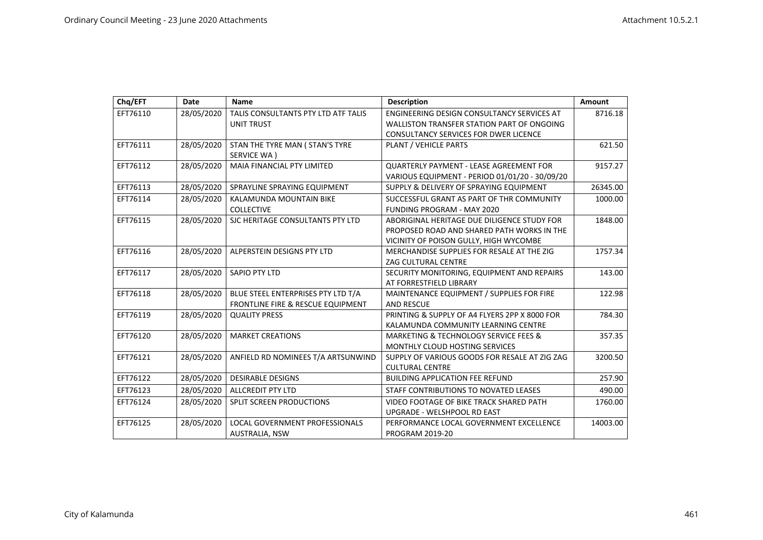| Chq/EFT | Date | Name | Description | Amount |
| --- | --- | --- | --- | --- |
| EFT76110 | 28/05/2020 | TALIS CONSULTANTS PTY LTD ATF TALIS UNIT TRUST | ENGINEERING DESIGN CONSULTANCY SERVICES AT WALLISTON TRANSFER STATION PART OF ONGOING CONSULTANCY SERVICES FOR DWER LICENCE | 8716.18 |
| EFT76111 | 28/05/2020 | STAN THE TYRE MAN ( STAN'S TYRE SERVICE WA ) | PLANT / VEHICLE PARTS | 621.50 |
| EFT76112 | 28/05/2020 | MAIA FINANCIAL PTY LIMITED | QUARTERLY PAYMENT - LEASE AGREEMENT FOR VARIOUS EQUIPMENT - PERIOD 01/01/20 - 30/09/20 | 9157.27 |
| EFT76113 | 28/05/2020 | SPRAYLINE SPRAYING EQUIPMENT | SUPPLY & DELIVERY OF SPRAYING EQUIPMENT | 26345.00 |
| EFT76114 | 28/05/2020 | KALAMUNDA MOUNTAIN BIKE COLLECTIVE | SUCCESSFUL GRANT AS PART OF THR COMMUNITY FUNDING PROGRAM - MAY 2020 | 1000.00 |
| EFT76115 | 28/05/2020 | SJC HERITAGE CONSULTANTS PTY LTD | ABORIGINAL HERITAGE DUE DILIGENCE STUDY FOR PROPOSED ROAD AND SHARED PATH WORKS IN THE VICINITY OF POISON GULLY, HIGH WYCOMBE | 1848.00 |
| EFT76116 | 28/05/2020 | ALPERSTEIN DESIGNS PTY LTD | MERCHANDISE SUPPLIES FOR RESALE AT THE ZIG ZAG CULTURAL CENTRE | 1757.34 |
| EFT76117 | 28/05/2020 | SAPIO PTY LTD | SECURITY MONITORING, EQUIPMENT AND REPAIRS AT FORRESTFIELD LIBRARY | 143.00 |
| EFT76118 | 28/05/2020 | BLUE STEEL ENTERPRISES PTY LTD T/A FRONTLINE FIRE & RESCUE EQUIPMENT | MAINTENANCE EQUIPMENT / SUPPLIES FOR FIRE AND RESCUE | 122.98 |
| EFT76119 | 28/05/2020 | QUALITY PRESS | PRINTING & SUPPLY OF A4 FLYERS 2PP X 8000 FOR KALAMUNDA COMMUNITY LEARNING CENTRE | 784.30 |
| EFT76120 | 28/05/2020 | MARKET CREATIONS | MARKETING & TECHNOLOGY SERVICE FEES & MONTHLY CLOUD HOSTING SERVICES | 357.35 |
| EFT76121 | 28/05/2020 | ANFIELD RD NOMINEES T/A ARTSUNWIND | SUPPLY OF VARIOUS GOODS FOR RESALE AT ZIG ZAG CULTURAL CENTRE | 3200.50 |
| EFT76122 | 28/05/2020 | DESIRABLE DESIGNS | BUILDING APPLICATION FEE REFUND | 257.90 |
| EFT76123 | 28/05/2020 | ALLCREDIT PTY LTD | STAFF CONTRIBUTIONS TO NOVATED LEASES | 490.00 |
| EFT76124 | 28/05/2020 | SPLIT SCREEN PRODUCTIONS | VIDEO FOOTAGE OF BIKE TRACK SHARED PATH UPGRADE - WELSHPOOL RD EAST | 1760.00 |
| EFT76125 | 28/05/2020 | LOCAL GOVERNMENT PROFESSIONALS AUSTRALIA, NSW | PERFORMANCE LOCAL GOVERNMENT EXCELLENCE PROGRAM 2019-20 | 14003.00 |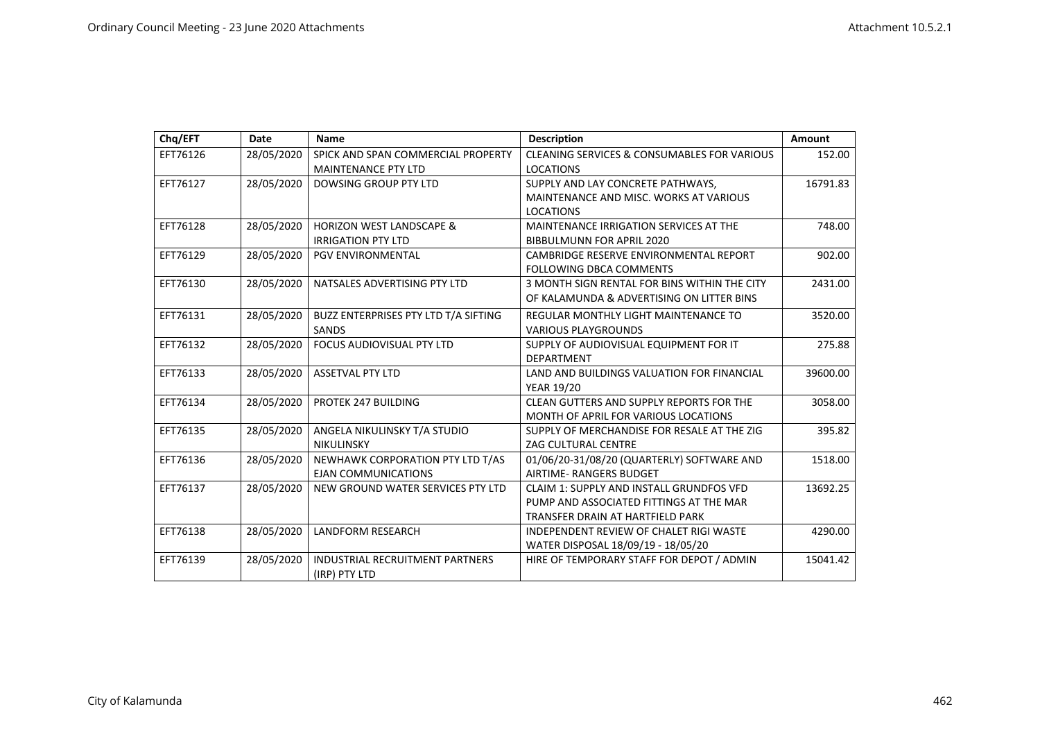| Chq/EFT | Date | Name | Description | Amount |
|---|---|---|---|---|
| EFT76126 | 28/05/2020 | SPICK AND SPAN COMMERCIAL PROPERTY MAINTENANCE PTY LTD | CLEANING SERVICES & CONSUMABLES FOR VARIOUS LOCATIONS | 152.00 |
| EFT76127 | 28/05/2020 | DOWSING GROUP PTY LTD | SUPPLY AND LAY CONCRETE PATHWAYS, MAINTENANCE AND MISC. WORKS AT VARIOUS LOCATIONS | 16791.83 |
| EFT76128 | 28/05/2020 | HORIZON WEST LANDSCAPE & IRRIGATION PTY LTD | MAINTENANCE IRRIGATION SERVICES AT THE BIBBULMUNN FOR APRIL 2020 | 748.00 |
| EFT76129 | 28/05/2020 | PGV ENVIRONMENTAL | CAMBRIDGE RESERVE ENVIRONMENTAL REPORT FOLLOWING DBCA COMMENTS | 902.00 |
| EFT76130 | 28/05/2020 | NATSALES ADVERTISING PTY LTD | 3 MONTH SIGN RENTAL FOR BINS WITHIN THE CITY OF KALAMUNDA & ADVERTISING ON LITTER BINS | 2431.00 |
| EFT76131 | 28/05/2020 | BUZZ ENTERPRISES PTY LTD T/A SIFTING SANDS | REGULAR MONTHLY LIGHT MAINTENANCE TO VARIOUS PLAYGROUNDS | 3520.00 |
| EFT76132 | 28/05/2020 | FOCUS AUDIOVISUAL PTY LTD | SUPPLY OF AUDIOVISUAL EQUIPMENT FOR IT DEPARTMENT | 275.88 |
| EFT76133 | 28/05/2020 | ASSETVAL PTY LTD | LAND AND BUILDINGS VALUATION FOR FINANCIAL YEAR 19/20 | 39600.00 |
| EFT76134 | 28/05/2020 | PROTEK 247 BUILDING | CLEAN GUTTERS AND SUPPLY REPORTS FOR THE MONTH OF APRIL FOR VARIOUS LOCATIONS | 3058.00 |
| EFT76135 | 28/05/2020 | ANGELA NIKULINSKY T/A STUDIO NIKULINSKY | SUPPLY OF MERCHANDISE FOR RESALE AT THE ZIG ZAG CULTURAL CENTRE | 395.82 |
| EFT76136 | 28/05/2020 | NEWHAWK CORPORATION PTY LTD T/AS EJAN COMMUNICATIONS | 01/06/20-31/08/20 (QUARTERLY) SOFTWARE AND AIRTIME- RANGERS BUDGET | 1518.00 |
| EFT76137 | 28/05/2020 | NEW GROUND WATER SERVICES PTY LTD | CLAIM 1: SUPPLY AND INSTALL GRUNDFOS VFD PUMP AND ASSOCIATED FITTINGS AT THE MAR TRANSFER DRAIN AT HARTFIELD PARK | 13692.25 |
| EFT76138 | 28/05/2020 | LANDFORM RESEARCH | INDEPENDENT REVIEW OF CHALET RIGI WASTE WATER DISPOSAL 18/09/19 - 18/05/20 | 4290.00 |
| EFT76139 | 28/05/2020 | INDUSTRIAL RECRUITMENT PARTNERS (IRP) PTY LTD | HIRE OF TEMPORARY STAFF FOR DEPOT / ADMIN | 15041.42 |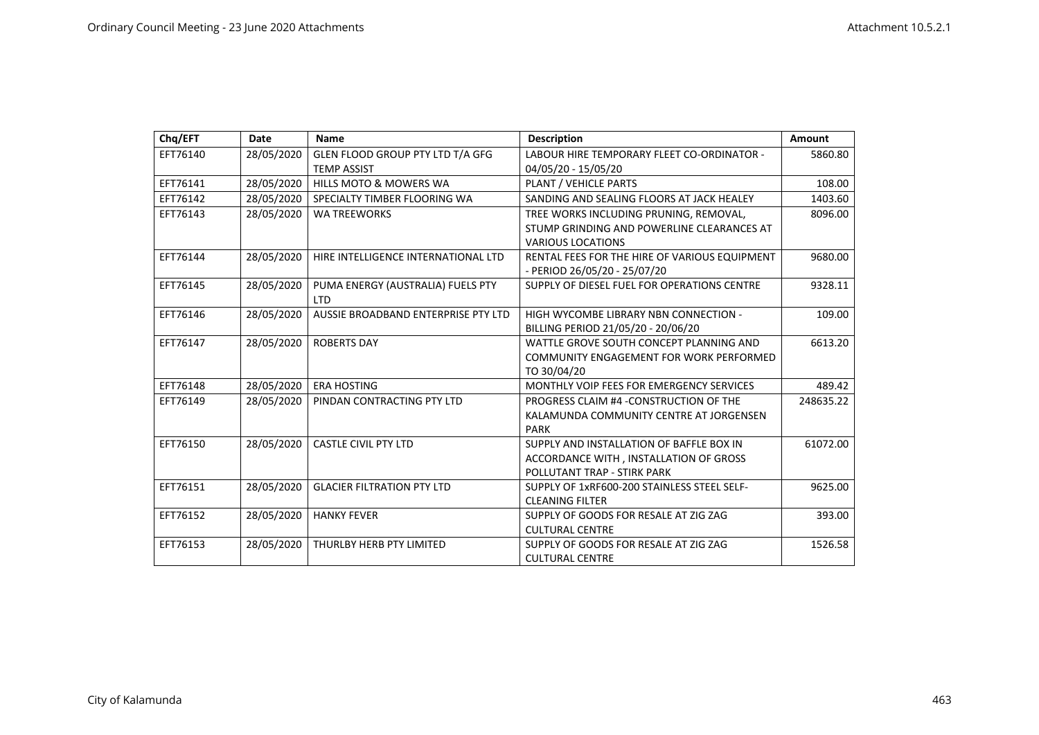| Chq/EFT | Date | Name | Description | Amount |
|---|---|---|---|---|
| EFT76140 | 28/05/2020 | GLEN FLOOD GROUP PTY LTD T/A GFG TEMP ASSIST | LABOUR HIRE TEMPORARY FLEET CO-ORDINATOR - 04/05/20 - 15/05/20 | 5860.80 |
| EFT76141 | 28/05/2020 | HILLS MOTO & MOWERS WA | PLANT / VEHICLE PARTS | 108.00 |
| EFT76142 | 28/05/2020 | SPECIALTY TIMBER FLOORING WA | SANDING AND SEALING FLOORS AT JACK HEALEY | 1403.60 |
| EFT76143 | 28/05/2020 | WA TREEWORKS | TREE WORKS INCLUDING PRUNING, REMOVAL, STUMP GRINDING AND POWERLINE CLEARANCES AT VARIOUS LOCATIONS | 8096.00 |
| EFT76144 | 28/05/2020 | HIRE INTELLIGENCE INTERNATIONAL LTD | RENTAL FEES FOR THE HIRE OF VARIOUS EQUIPMENT - PERIOD 26/05/20 - 25/07/20 | 9680.00 |
| EFT76145 | 28/05/2020 | PUMA ENERGY (AUSTRALIA) FUELS PTY LTD | SUPPLY OF DIESEL FUEL FOR OPERATIONS CENTRE | 9328.11 |
| EFT76146 | 28/05/2020 | AUSSIE BROADBAND ENTERPRISE PTY LTD | HIGH WYCOMBE LIBRARY NBN CONNECTION - BILLING PERIOD 21/05/20 - 20/06/20 | 109.00 |
| EFT76147 | 28/05/2020 | ROBERTS DAY | WATTLE GROVE SOUTH CONCEPT PLANNING AND COMMUNITY ENGAGEMENT FOR WORK PERFORMED TO 30/04/20 | 6613.20 |
| EFT76148 | 28/05/2020 | ERA HOSTING | MONTHLY VOIP FEES FOR EMERGENCY SERVICES | 489.42 |
| EFT76149 | 28/05/2020 | PINDAN CONTRACTING PTY LTD | PROGRESS CLAIM #4 -CONSTRUCTION OF THE KALAMUNDA COMMUNITY CENTRE AT JORGENSEN PARK | 248635.22 |
| EFT76150 | 28/05/2020 | CASTLE CIVIL PTY LTD | SUPPLY AND INSTALLATION OF BAFFLE BOX IN ACCORDANCE WITH , INSTALLATION OF GROSS POLLUTANT TRAP - STIRK PARK | 61072.00 |
| EFT76151 | 28/05/2020 | GLACIER FILTRATION PTY LTD | SUPPLY OF 1xRF600-200 STAINLESS STEEL SELF-CLEANING FILTER | 9625.00 |
| EFT76152 | 28/05/2020 | HANKY FEVER | SUPPLY OF GOODS FOR RESALE AT ZIG ZAG CULTURAL CENTRE | 393.00 |
| EFT76153 | 28/05/2020 | THURLBY HERB PTY LIMITED | SUPPLY OF GOODS FOR RESALE AT ZIG ZAG CULTURAL CENTRE | 1526.58 |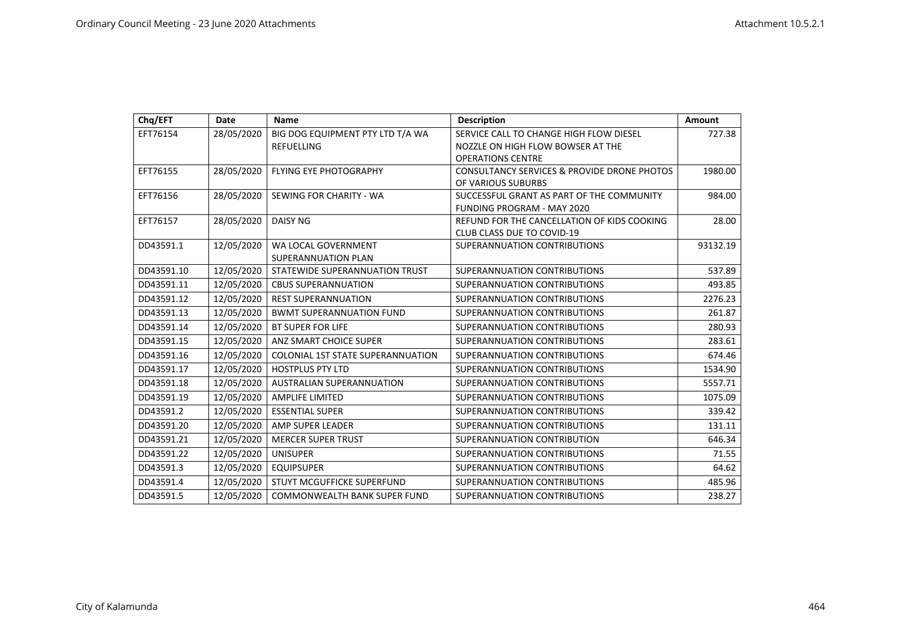| Chq/EFT | Date | Name | Description | Amount |
|---|---|---|---|---|
| EFT76154 | 28/05/2020 | BIG DOG EQUIPMENT PTY LTD T/A WA REFUELLING | SERVICE CALL TO CHANGE HIGH FLOW DIESEL NOZZLE ON HIGH FLOW BOWSER AT THE OPERATIONS CENTRE | 727.38 |
| EFT76155 | 28/05/2020 | FLYING EYE PHOTOGRAPHY | CONSULTANCY SERVICES & PROVIDE DRONE PHOTOS OF VARIOUS SUBURBS | 1980.00 |
| EFT76156 | 28/05/2020 | SEWING FOR CHARITY - WA | SUCCESSFUL GRANT AS PART OF THE COMMUNITY FUNDING PROGRAM - MAY 2020 | 984.00 |
| EFT76157 | 28/05/2020 | DAISY NG | REFUND FOR THE CANCELLATION OF KIDS COOKING CLUB CLASS DUE TO COVID-19 | 28.00 |
| DD43591.1 | 12/05/2020 | WA LOCAL GOVERNMENT SUPERANNUATION PLAN | SUPERANNUATION CONTRIBUTIONS | 93132.19 |
| DD43591.10 | 12/05/2020 | STATEWIDE SUPERANNUATION TRUST | SUPERANNUATION CONTRIBUTIONS | 537.89 |
| DD43591.11 | 12/05/2020 | CBUS SUPERANNUATION | SUPERANNUATION CONTRIBUTIONS | 493.85 |
| DD43591.12 | 12/05/2020 | REST SUPERANNUATION | SUPERANNUATION CONTRIBUTIONS | 2276.23 |
| DD43591.13 | 12/05/2020 | BWMT SUPERANNUATION FUND | SUPERANNUATION CONTRIBUTIONS | 261.87 |
| DD43591.14 | 12/05/2020 | BT SUPER FOR LIFE | SUPERANNUATION CONTRIBUTIONS | 280.93 |
| DD43591.15 | 12/05/2020 | ANZ SMART CHOICE SUPER | SUPERANNUATION CONTRIBUTIONS | 283.61 |
| DD43591.16 | 12/05/2020 | COLONIAL 1ST STATE SUPERANNUATION | SUPERANNUATION CONTRIBUTIONS | 674.46 |
| DD43591.17 | 12/05/2020 | HOSTPLUS PTY LTD | SUPERANNUATION CONTRIBUTIONS | 1534.90 |
| DD43591.18 | 12/05/2020 | AUSTRALIAN SUPERANNUATION | SUPERANNUATION CONTRIBUTIONS | 5557.71 |
| DD43591.19 | 12/05/2020 | AMPLIFE LIMITED | SUPERANNUATION CONTRIBUTIONS | 1075.09 |
| DD43591.2 | 12/05/2020 | ESSENTIAL SUPER | SUPERANNUATION CONTRIBUTIONS | 339.42 |
| DD43591.20 | 12/05/2020 | AMP SUPER LEADER | SUPERANNUATION CONTRIBUTIONS | 131.11 |
| DD43591.21 | 12/05/2020 | MERCER SUPER TRUST | SUPERANNUATION CONTRIBUTION | 646.34 |
| DD43591.22 | 12/05/2020 | UNISUPER | SUPERANNUATION CONTRIBUTIONS | 71.55 |
| DD43591.3 | 12/05/2020 | EQUIPSUPER | SUPERANNUATION CONTRIBUTIONS | 64.62 |
| DD43591.4 | 12/05/2020 | STUYT MCGUFFICKE SUPERFUND | SUPERANNUATION CONTRIBUTIONS | 485.96 |
| DD43591.5 | 12/05/2020 | COMMONWEALTH BANK SUPER FUND | SUPERANNUATION CONTRIBUTIONS | 238.27 |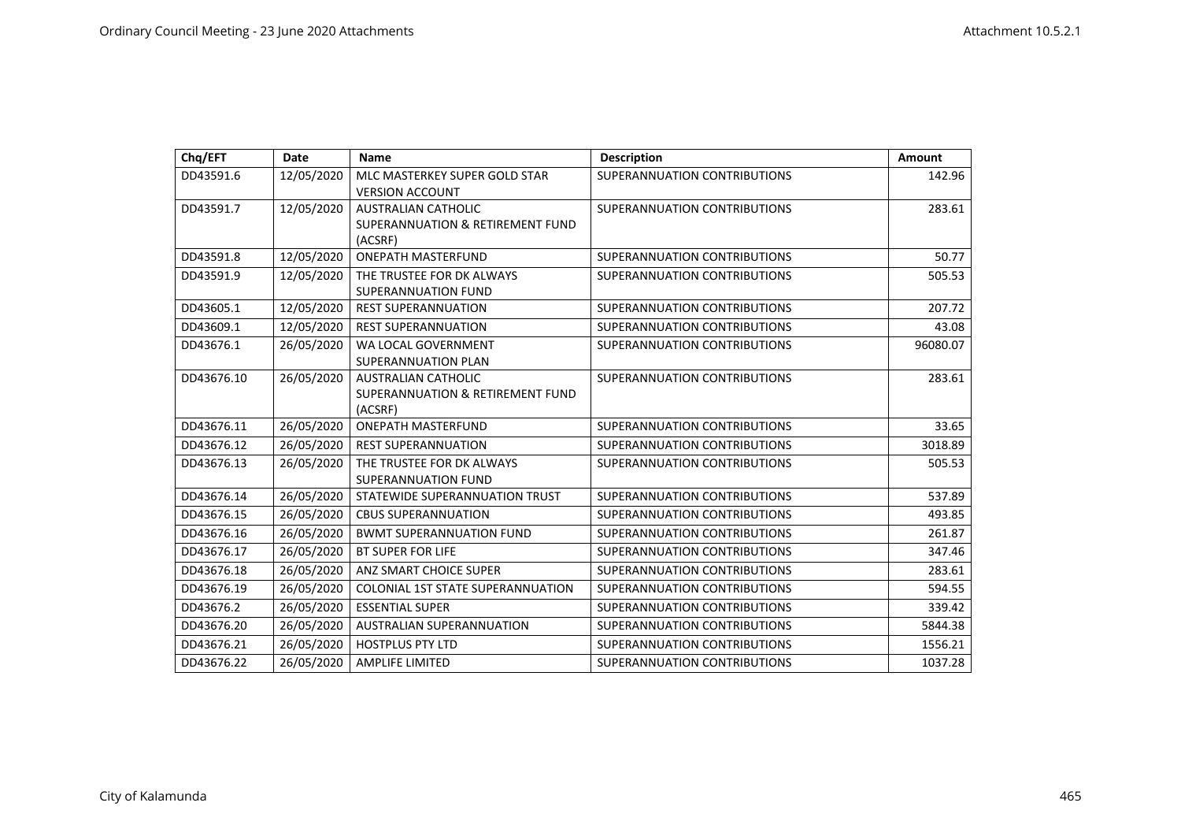| Chq/EFT | Date | Name | Description | Amount |
|---|---|---|---|---|
| DD43591.6 | 12/05/2020 | MLC MASTERKEY SUPER GOLD STAR VERSION ACCOUNT | SUPERANNUATION CONTRIBUTIONS | 142.96 |
| DD43591.7 | 12/05/2020 | AUSTRALIAN CATHOLIC SUPERANNUATION & RETIREMENT FUND (ACSRF) | SUPERANNUATION CONTRIBUTIONS | 283.61 |
| DD43591.8 | 12/05/2020 | ONEPATH MASTERFUND | SUPERANNUATION CONTRIBUTIONS | 50.77 |
| DD43591.9 | 12/05/2020 | THE TRUSTEE FOR DK ALWAYS SUPERANNUATION FUND | SUPERANNUATION CONTRIBUTIONS | 505.53 |
| DD43605.1 | 12/05/2020 | REST SUPERANNUATION | SUPERANNUATION CONTRIBUTIONS | 207.72 |
| DD43609.1 | 12/05/2020 | REST SUPERANNUATION | SUPERANNUATION CONTRIBUTIONS | 43.08 |
| DD43676.1 | 26/05/2020 | WA LOCAL GOVERNMENT SUPERANNUATION PLAN | SUPERANNUATION CONTRIBUTIONS | 96080.07 |
| DD43676.10 | 26/05/2020 | AUSTRALIAN CATHOLIC SUPERANNUATION & RETIREMENT FUND (ACSRF) | SUPERANNUATION CONTRIBUTIONS | 283.61 |
| DD43676.11 | 26/05/2020 | ONEPATH MASTERFUND | SUPERANNUATION CONTRIBUTIONS | 33.65 |
| DD43676.12 | 26/05/2020 | REST SUPERANNUATION | SUPERANNUATION CONTRIBUTIONS | 3018.89 |
| DD43676.13 | 26/05/2020 | THE TRUSTEE FOR DK ALWAYS SUPERANNUATION FUND | SUPERANNUATION CONTRIBUTIONS | 505.53 |
| DD43676.14 | 26/05/2020 | STATEWIDE SUPERANNUATION TRUST | SUPERANNUATION CONTRIBUTIONS | 537.89 |
| DD43676.15 | 26/05/2020 | CBUS SUPERANNUATION | SUPERANNUATION CONTRIBUTIONS | 493.85 |
| DD43676.16 | 26/05/2020 | BWMT SUPERANNUATION FUND | SUPERANNUATION CONTRIBUTIONS | 261.87 |
| DD43676.17 | 26/05/2020 | BT SUPER FOR LIFE | SUPERANNUATION CONTRIBUTIONS | 347.46 |
| DD43676.18 | 26/05/2020 | ANZ SMART CHOICE SUPER | SUPERANNUATION CONTRIBUTIONS | 283.61 |
| DD43676.19 | 26/05/2020 | COLONIAL 1ST STATE SUPERANNUATION | SUPERANNUATION CONTRIBUTIONS | 594.55 |
| DD43676.2 | 26/05/2020 | ESSENTIAL SUPER | SUPERANNUATION CONTRIBUTIONS | 339.42 |
| DD43676.20 | 26/05/2020 | AUSTRALIAN SUPERANNUATION | SUPERANNUATION CONTRIBUTIONS | 5844.38 |
| DD43676.21 | 26/05/2020 | HOSTPLUS PTY LTD | SUPERANNUATION CONTRIBUTIONS | 1556.21 |
| DD43676.22 | 26/05/2020 | AMPLIFE LIMITED | SUPERANNUATION CONTRIBUTIONS | 1037.28 |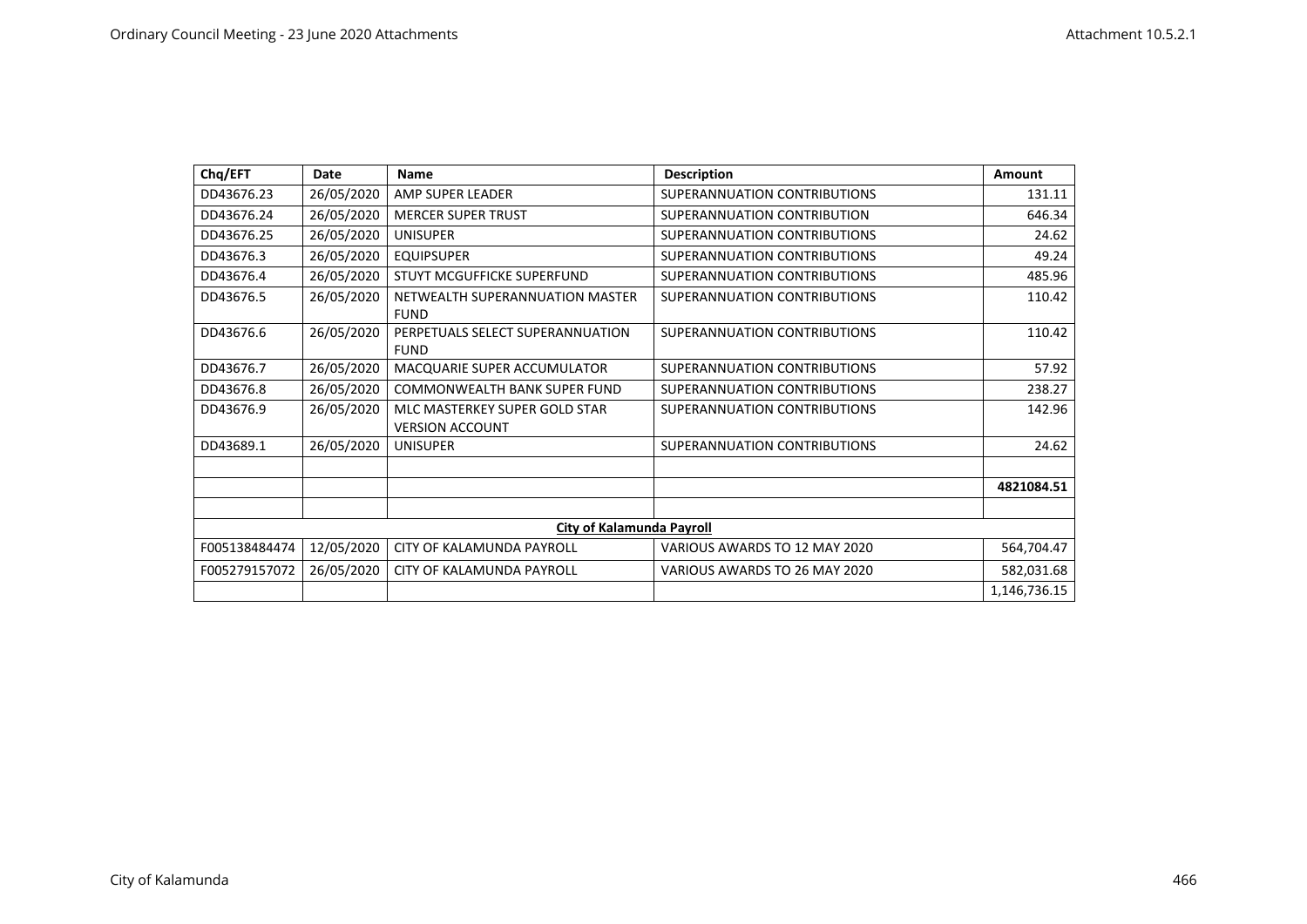| Chq/EFT | Date | Name | Description | Amount |
|---|---|---|---|---|
| DD43676.23 | 26/05/2020 | AMP SUPER LEADER | SUPERANNUATION CONTRIBUTIONS | 131.11 |
| DD43676.24 | 26/05/2020 | MERCER SUPER TRUST | SUPERANNUATION CONTRIBUTION | 646.34 |
| DD43676.25 | 26/05/2020 | UNISUPER | SUPERANNUATION CONTRIBUTIONS | 24.62 |
| DD43676.3 | 26/05/2020 | EQUIPSUPER | SUPERANNUATION CONTRIBUTIONS | 49.24 |
| DD43676.4 | 26/05/2020 | STUYT MCGUFFICKE SUPERFUND | SUPERANNUATION CONTRIBUTIONS | 485.96 |
| DD43676.5 | 26/05/2020 | NETWEALTH SUPERANNUATION MASTER FUND | SUPERANNUATION CONTRIBUTIONS | 110.42 |
| DD43676.6 | 26/05/2020 | PERPETUALS SELECT SUPERANNUATION FUND | SUPERANNUATION CONTRIBUTIONS | 110.42 |
| DD43676.7 | 26/05/2020 | MACQUARIE SUPER ACCUMULATOR | SUPERANNUATION CONTRIBUTIONS | 57.92 |
| DD43676.8 | 26/05/2020 | COMMONWEALTH BANK SUPER FUND | SUPERANNUATION CONTRIBUTIONS | 238.27 |
| DD43676.9 | 26/05/2020 | MLC MASTERKEY SUPER GOLD STAR VERSION ACCOUNT | SUPERANNUATION CONTRIBUTIONS | 142.96 |
| DD43689.1 | 26/05/2020 | UNISUPER | SUPERANNUATION CONTRIBUTIONS | 24.62 |
| | | | | |
| | | | | **4821084.51** |
| | | | | |
| **City of Kalamunda Payroll** | | | | |
| F005138484474 | 12/05/2020 | CITY OF KALAMUNDA PAYROLL | VARIOUS AWARDS TO 12 MAY 2020 | 564,704.47 |
| F005279157072 | 26/05/2020 | CITY OF KALAMUNDA PAYROLL | VARIOUS AWARDS TO 26 MAY 2020 | 582,031.68 |
| | | | | 1,146,736.15 |